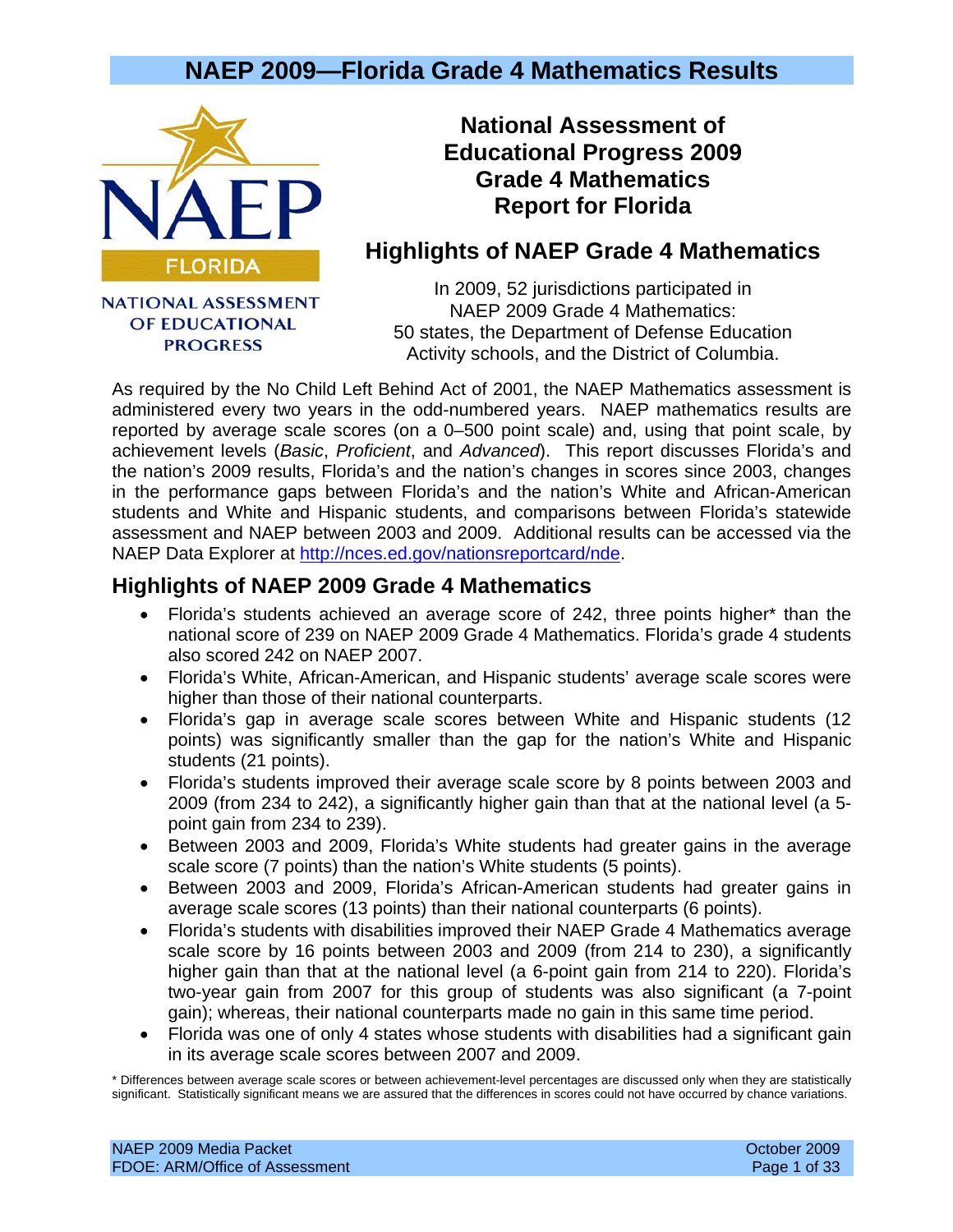# NAEP 2009—Florida Grade 4 Mathematics Results

NAEP FLORIDA

NATIONAL ASSESSMENT OF EDUCATIONAL PROGRESS

## National Assessment of Educational Progress 2009 Grade 4 Mathematics Report for Florida

## Highlights of NAEP Grade 4 Mathematics

In 2009, 52 jurisdictions participated in NAEP 2009 Grade 4 Mathematics: 50 states, the Department of Defense Education Activity schools, and the District of Columbia.

As required by the No Child Left Behind Act of 2001, the NAEP Mathematics assessment is administered every two years in the odd-numbered years. NAEP mathematics results are reported by average scale scores (on a 0–500 point scale) and, using that point scale, by achievement levels (*Basic*, *Proficient*, and *Advanced*). This report discusses Florida's and the nation's 2009 results, Florida's and the nation's changes in scores since 2003, changes in the performance gaps between Florida's and the nation's White and African-American students and White and Hispanic students, and comparisons between Florida's statewide assessment and NAEP between 2003 and 2009. Additional results can be accessed via the NAEP Data Explorer at http://nces.ed.gov/nationsreportcard/nde.

## Highlights of NAEP 2009 Grade 4 Mathematics

- Florida's students achieved an average score of 242, three points higher* than the national score of 239 on NAEP 2009 Grade 4 Mathematics. Florida's grade 4 students also scored 242 on NAEP 2007.
- Florida's White, African-American, and Hispanic students' average scale scores were higher than those of their national counterparts.
- Florida's gap in average scale scores between White and Hispanic students (12 points) was significantly smaller than the gap for the nation's White and Hispanic students (21 points).
- Florida's students improved their average scale score by 8 points between 2003 and 2009 (from 234 to 242), a significantly higher gain than that at the national level (a 5-point gain from 234 to 239).
- Between 2003 and 2009, Florida's White students had greater gains in the average scale score (7 points) than the nation's White students (5 points).
- Between 2003 and 2009, Florida's African-American students had greater gains in average scale scores (13 points) than their national counterparts (6 points).
- Florida's students with disabilities improved their NAEP Grade 4 Mathematics average scale score by 16 points between 2003 and 2009 (from 214 to 230), a significantly higher gain than that at the national level (a 6-point gain from 214 to 220). Florida's two-year gain from 2007 for this group of students was also significant (a 7-point gain); whereas, their national counterparts made no gain in this same time period.
- Florida was one of only 4 states whose students with disabilities had a significant gain in its average scale scores between 2007 and 2009.

* Differences between average scale scores or between achievement-level percentages are discussed only when they are statistically significant. Statistically significant means we are assured that the differences in scores could not have occurred by chance variations.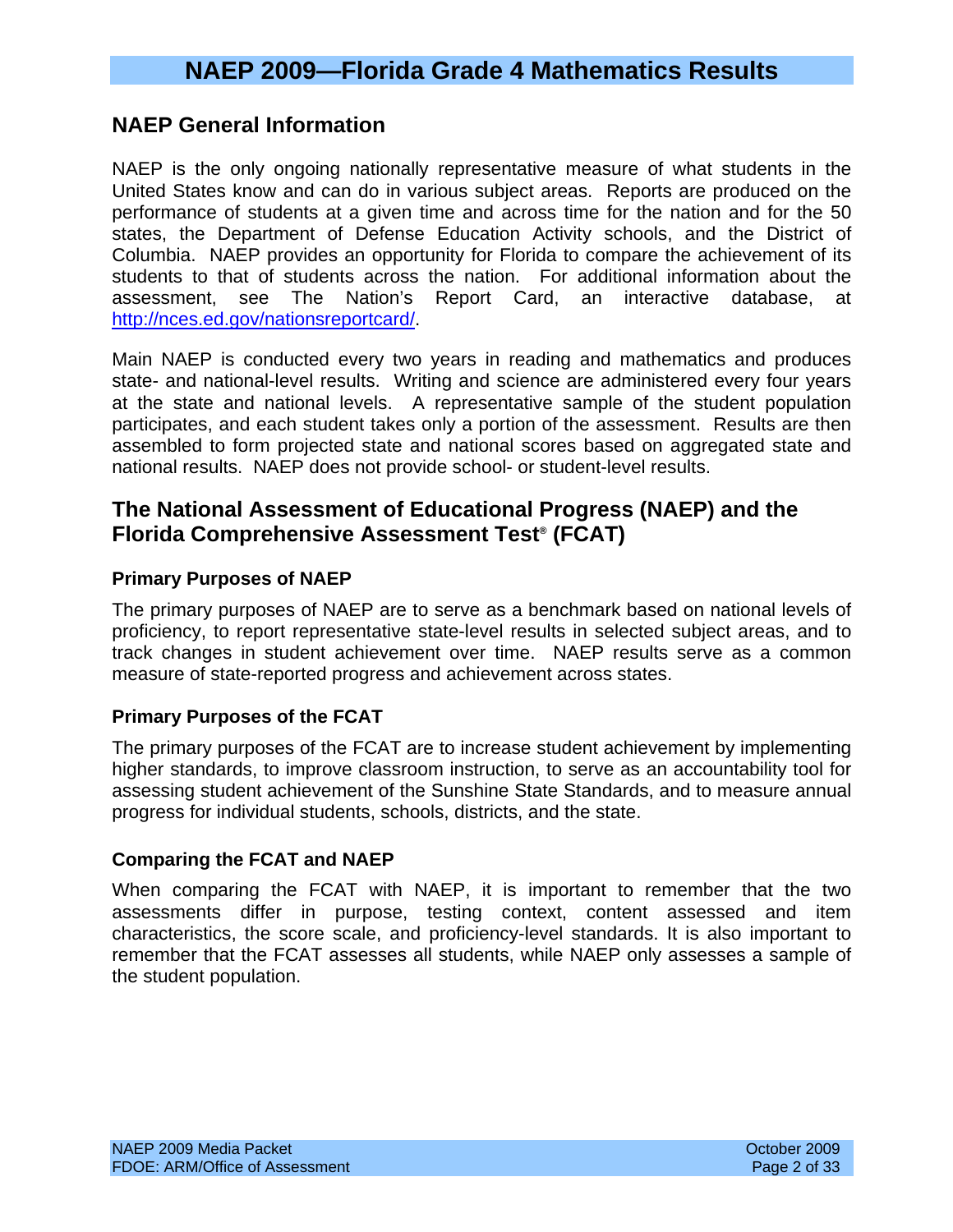# NAEP 2009—Florida Grade 4 Mathematics Results

## NAEP General Information

NAEP is the only ongoing nationally representative measure of what students in the United States know and can do in various subject areas. Reports are produced on the performance of students at a given time and across time for the nation and for the 50 states, the Department of Defense Education Activity schools, and the District of Columbia. NAEP provides an opportunity for Florida to compare the achievement of its students to that of students across the nation. For additional information about the assessment, see The Nation's Report Card, an interactive database, at http://nces.ed.gov/nationsreportcard/.

Main NAEP is conducted every two years in reading and mathematics and produces state- and national-level results. Writing and science are administered every four years at the state and national levels. A representative sample of the student population participates, and each student takes only a portion of the assessment. Results are then assembled to form projected state and national scores based on aggregated state and national results. NAEP does not provide school- or student-level results.

## The National Assessment of Educational Progress (NAEP) and the Florida Comprehensive Assessment Test® (FCAT)

### Primary Purposes of NAEP

The primary purposes of NAEP are to serve as a benchmark based on national levels of proficiency, to report representative state-level results in selected subject areas, and to track changes in student achievement over time. NAEP results serve as a common measure of state-reported progress and achievement across states.

### Primary Purposes of the FCAT

The primary purposes of the FCAT are to increase student achievement by implementing higher standards, to improve classroom instruction, to serve as an accountability tool for assessing student achievement of the Sunshine State Standards, and to measure annual progress for individual students, schools, districts, and the state.

### Comparing the FCAT and NAEP

When comparing the FCAT with NAEP, it is important to remember that the two assessments differ in purpose, testing context, content assessed and item characteristics, the score scale, and proficiency-level standards. It is also important to remember that the FCAT assesses all students, while NAEP only assesses a sample of the student population.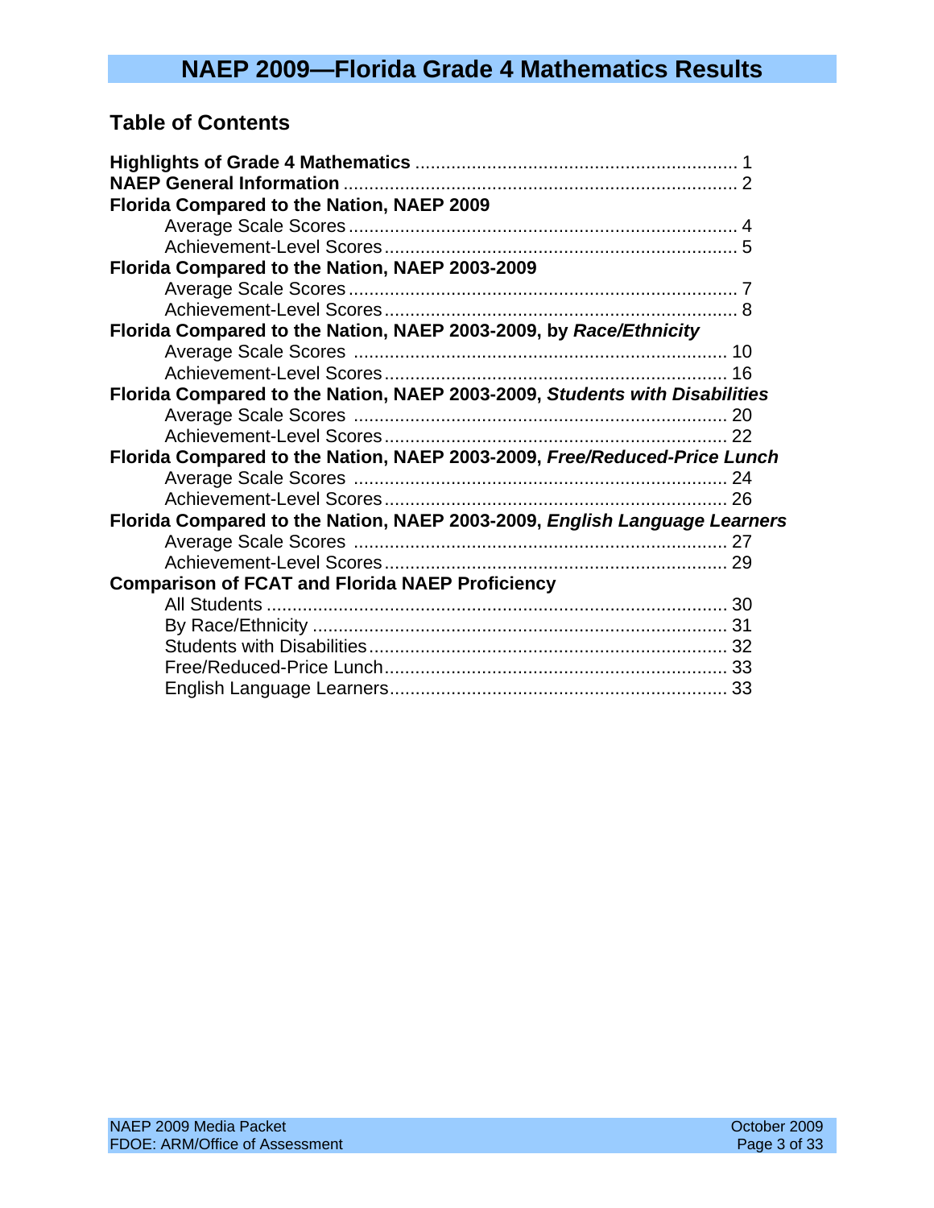# NAEP 2009—Florida Grade 4 Mathematics Results

## Table of Contents

**Highlights of Grade 4 Mathematics** .............................................................. 1
**NAEP General Information** ............................................................................ 2
**Florida Compared to the Nation, NAEP 2009**
- Average Scale Scores ........................................................................... 4
- Achievement-Level Scores .................................................................... 5

**Florida Compared to the Nation, NAEP 2003-2009**
- Average Scale Scores ........................................................................... 7
- Achievement-Level Scores .................................................................... 8

**Florida Compared to the Nation, NAEP 2003-2009, by *Race/Ethnicity***
- Average Scale Scores ......................................................................... 10
- Achievement-Level Scores .................................................................. 16

**Florida Compared to the Nation, NAEP 2003-2009, *Students with Disabilities***
- Average Scale Scores ......................................................................... 20
- Achievement-Level Scores .................................................................. 22

**Florida Compared to the Nation, NAEP 2003-2009, *Free/Reduced-Price Lunch***
- Average Scale Scores ......................................................................... 24
- Achievement-Level Scores .................................................................. 26

**Florida Compared to the Nation, NAEP 2003-2009, *English Language Learners***
- Average Scale Scores ......................................................................... 27
- Achievement-Level Scores .................................................................. 29

**Comparison of FCAT and Florida NAEP Proficiency**
- All Students .......................................................................................... 30
- By Race/Ethnicity ................................................................................. 31
- Students with Disabilities ..................................................................... 32
- Free/Reduced-Price Lunch ................................................................... 33
- English Language Learners ................................................................. 33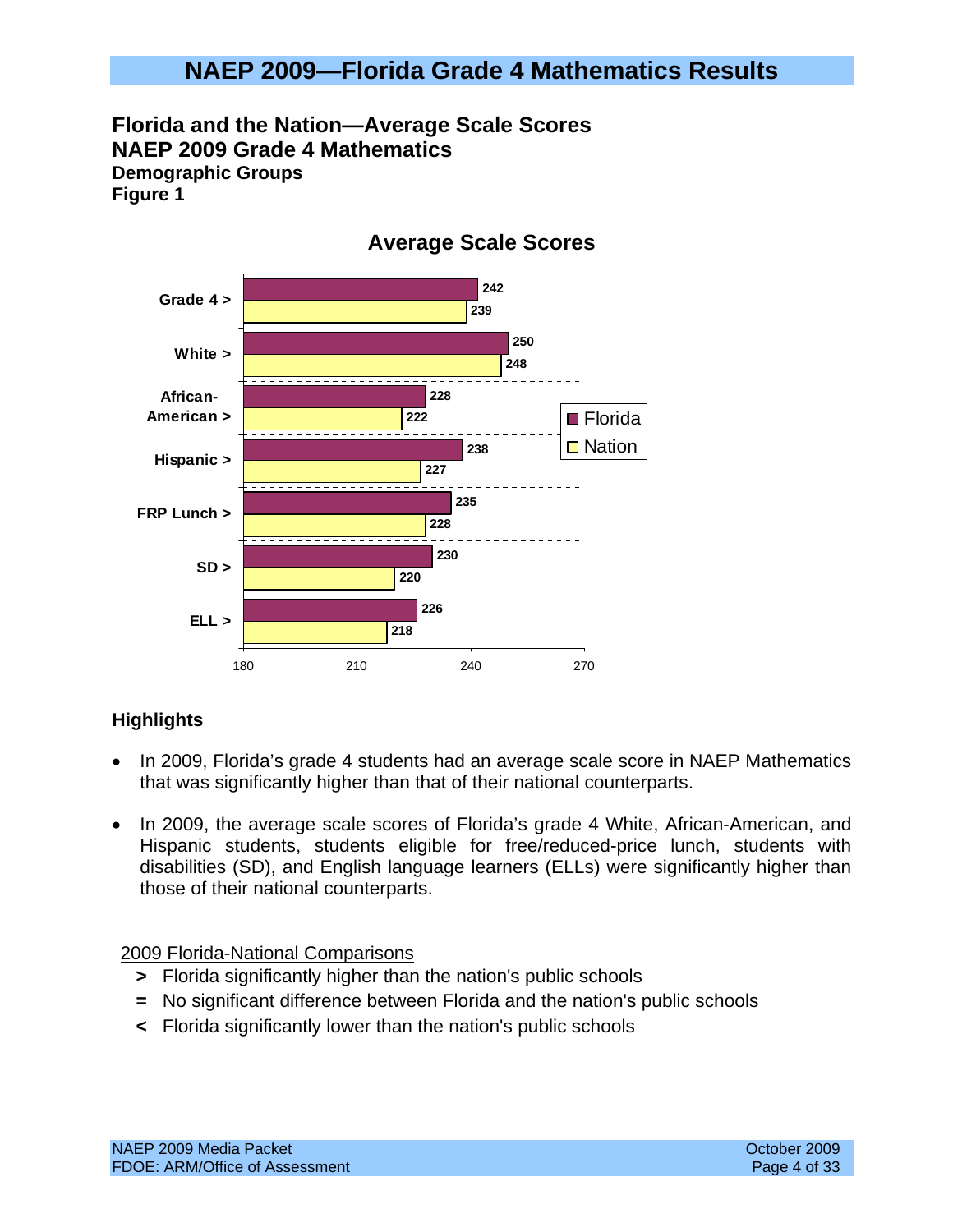# NAEP 2009—Florida Grade 4 Mathematics Results

**Florida and the Nation—Average Scale Scores**
**NAEP 2009 Grade 4 Mathematics**
**Demographic Groups**
**Figure 1**

**Average Scale Scores**

| Group | Florida | Nation |
| --- | --- | --- |
| Grade 4 > | 242 | 239 |
| White > | 250 | 248 |
| African-American > | 228 | 222 |
| Hispanic > | 238 | 227 |
| FRP Lunch > | 235 | 228 |
| SD > | 230 | 220 |
| ELL > | 226 | 218 |

### Highlights

- In 2009, Florida's grade 4 students had an average scale score in NAEP Mathematics that was significantly higher than that of their national counterparts.
- In 2009, the average scale scores of Florida's grade 4 White, African-American, and Hispanic students, students eligible for free/reduced-price lunch, students with disabilities (SD), and English language learners (ELLs) were significantly higher than those of their national counterparts.

2009 Florida-National Comparisons

**>** Florida significantly higher than the nation's public schools
**=** No significant difference between Florida and the nation's public schools
**<** Florida significantly lower than the nation's public schools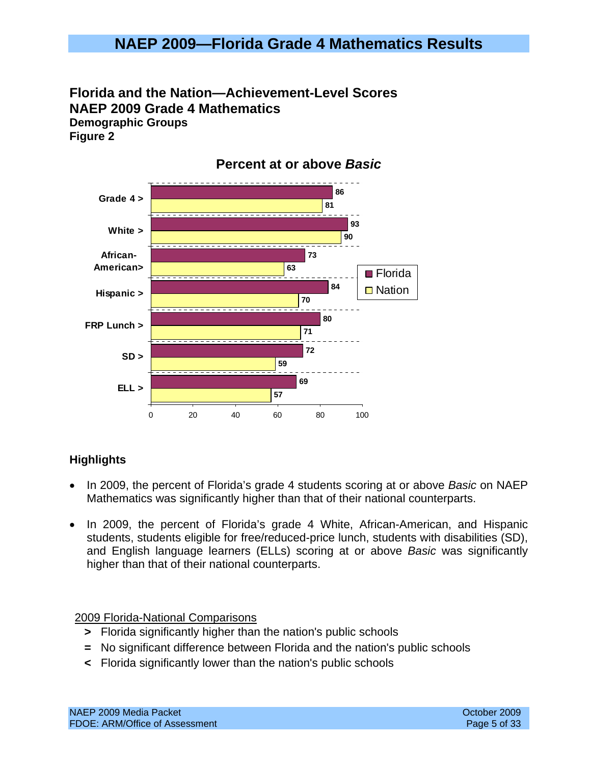# NAEP 2009—Florida Grade 4 Mathematics Results

## Florida and the Nation—Achievement-Level Scores
## NAEP 2009 Grade 4 Mathematics

**Demographic Groups**

**Figure 2**

**Percent at or above *Basic***

| Group | Florida | Nation |
|---|---|---|
| Grade 4 > | 86 | 81 |
| White > | 93 | 90 |
| African-American> | 73 | 63 |
| Hispanic > | 84 | 70 |
| FRP Lunch > | 80 | 71 |
| SD > | 72 | 59 |
| ELL > | 69 | 57 |

### Highlights

- In 2009, the percent of Florida's grade 4 students scoring at or above *Basic* on NAEP Mathematics was significantly higher than that of their national counterparts.
- In 2009, the percent of Florida's grade 4 White, African-American, and Hispanic students, students eligible for free/reduced-price lunch, students with disabilities (SD), and English language learners (ELLs) scoring at or above *Basic* was significantly higher than that of their national counterparts.

2009 Florida-National Comparisons

- **>** Florida significantly higher than the nation's public schools
- **=** No significant difference between Florida and the nation's public schools
- **<** Florida significantly lower than the nation's public schools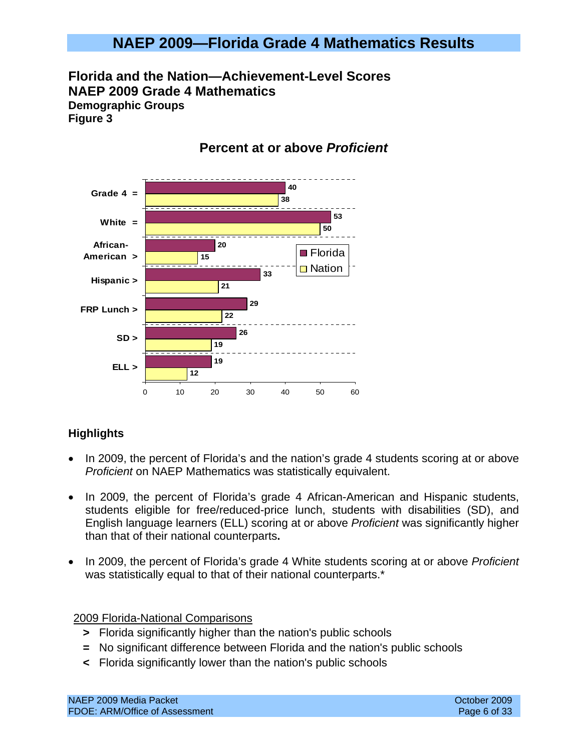# NAEP 2009—Florida Grade 4 Mathematics Results

## Florida and the Nation—Achievement-Level Scores
## NAEP 2009 Grade 4 Mathematics

### Demographic Groups

### Figure 3

**Percent at or above *Proficient***

| Group | Florida | Nation |
| --- | --- | --- |
| Grade 4 = | 40 | 38 |
| White = | 53 | 50 |
| African-American > | 20 | 15 |
| Hispanic > | 33 | 21 |
| FRP Lunch > | 29 | 22 |
| SD > | 26 | 19 |
| ELL > | 19 | 12 |

### Highlights

- In 2009, the percent of Florida's and the nation's grade 4 students scoring at or above *Proficient* on NAEP Mathematics was statistically equivalent.
- In 2009, the percent of Florida's grade 4 African-American and Hispanic students, students eligible for free/reduced-price lunch, students with disabilities (SD), and English language learners (ELL) scoring at or above *Proficient* was significantly higher than that of their national counterparts**.**
- In 2009, the percent of Florida's grade 4 White students scoring at or above *Proficient* was statistically equal to that of their national counterparts.*

2009 Florida-National Comparisons

**>** Florida significantly higher than the nation's public schools
**=** No significant difference between Florida and the nation's public schools
**<** Florida significantly lower than the nation's public schools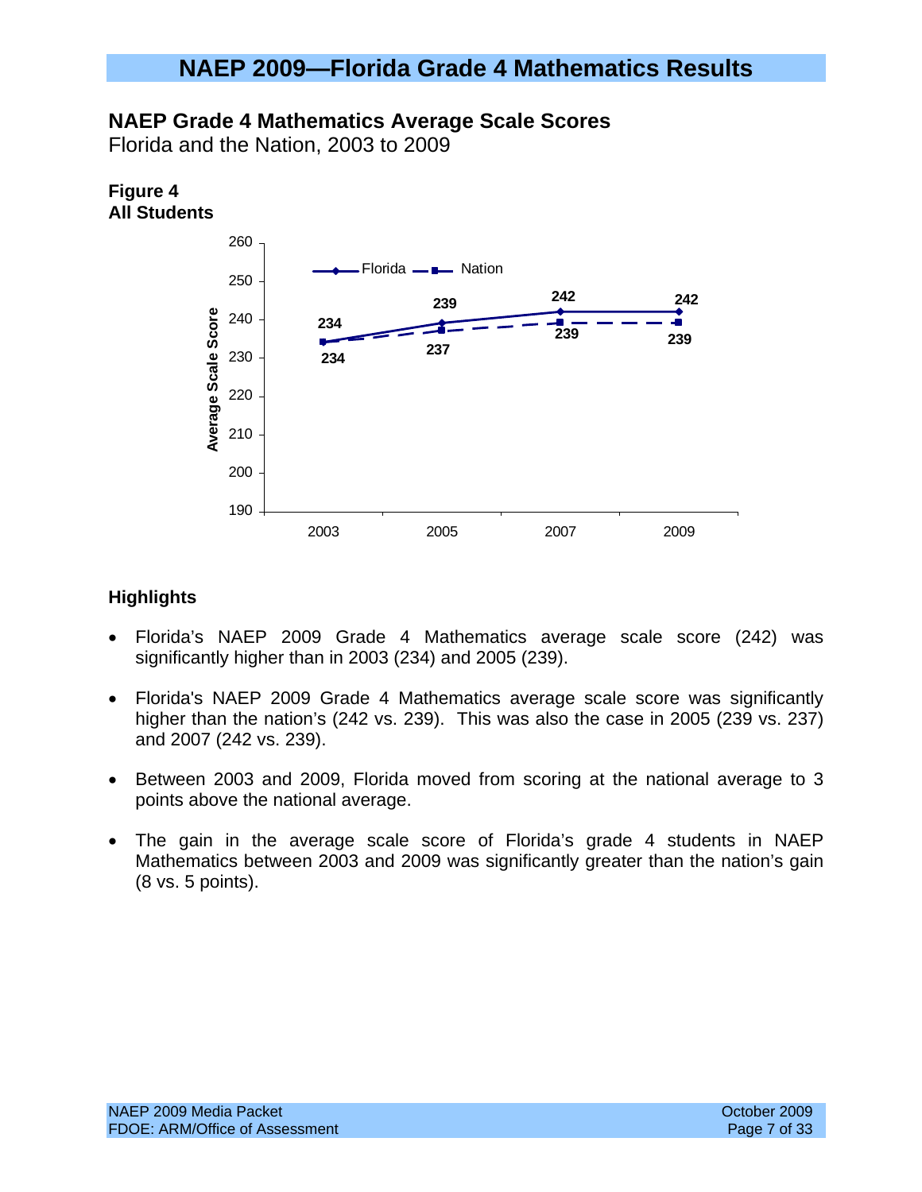# NAEP 2009—Florida Grade 4 Mathematics Results

## NAEP Grade 4 Mathematics Average Scale Scores

Florida and the Nation, 2003 to 2009

**Figure 4**
**All Students**

| Year | Florida | Nation |
|---|---|---|
| 2003 | 234 | 234 |
| 2005 | 239 | 237 |
| 2007 | 242 | 239 |
| 2009 | 242 | 239 |

### Highlights

- Florida's NAEP 2009 Grade 4 Mathematics average scale score (242) was significantly higher than in 2003 (234) and 2005 (239).
- Florida's NAEP 2009 Grade 4 Mathematics average scale score was significantly higher than the nation's (242 vs. 239). This was also the case in 2005 (239 vs. 237) and 2007 (242 vs. 239).
- Between 2003 and 2009, Florida moved from scoring at the national average to 3 points above the national average.
- The gain in the average scale score of Florida's grade 4 students in NAEP Mathematics between 2003 and 2009 was significantly greater than the nation's gain (8 vs. 5 points).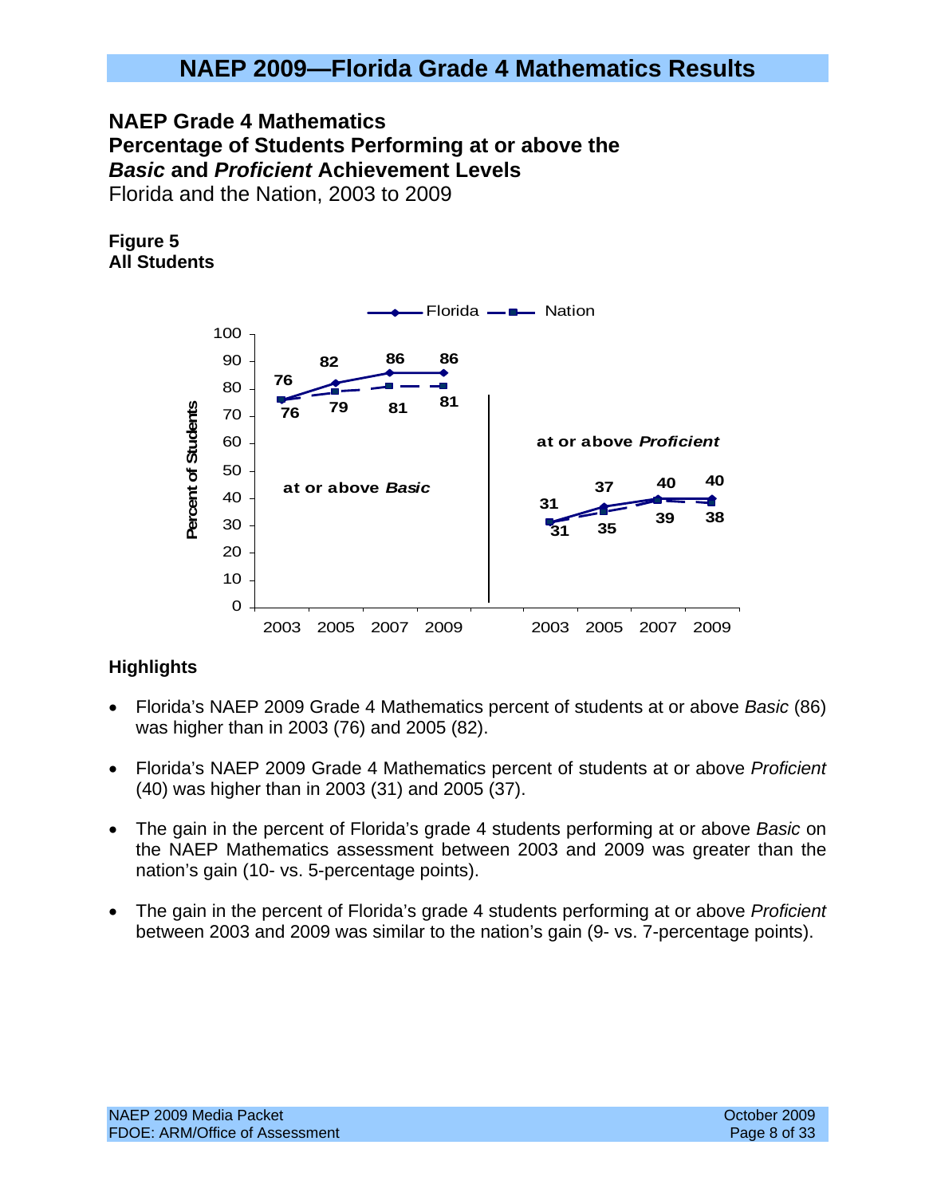# NAEP 2009—Florida Grade 4 Mathematics Results

**NAEP Grade 4 Mathematics**
**Percentage of Students Performing at or above the *Basic* and *Proficient* Achievement Levels**
Florida and the Nation, 2003 to 2009

**Figure 5**
**All Students**

| | at or above *Basic* | | | | at or above *Proficient* | | | |
|---|---|---|---|---|---|---|---|---|
| | 2003 | 2005 | 2007 | 2009 | 2003 | 2005 | 2007 | 2009 |
| Florida | 76 | 82 | 86 | 86 | 31 | 37 | 40 | 40 |
| Nation | 76 | 79 | 81 | 81 | 31 | 35 | 39 | 38 |

## Highlights

- Florida's NAEP 2009 Grade 4 Mathematics percent of students at or above *Basic* (86) was higher than in 2003 (76) and 2005 (82).
- Florida's NAEP 2009 Grade 4 Mathematics percent of students at or above *Proficient* (40) was higher than in 2003 (31) and 2005 (37).
- The gain in the percent of Florida's grade 4 students performing at or above *Basic* on the NAEP Mathematics assessment between 2003 and 2009 was greater than the nation's gain (10- vs. 5-percentage points).
- The gain in the percent of Florida's grade 4 students performing at or above *Proficient* between 2003 and 2009 was similar to the nation's gain (9- vs. 7-percentage points).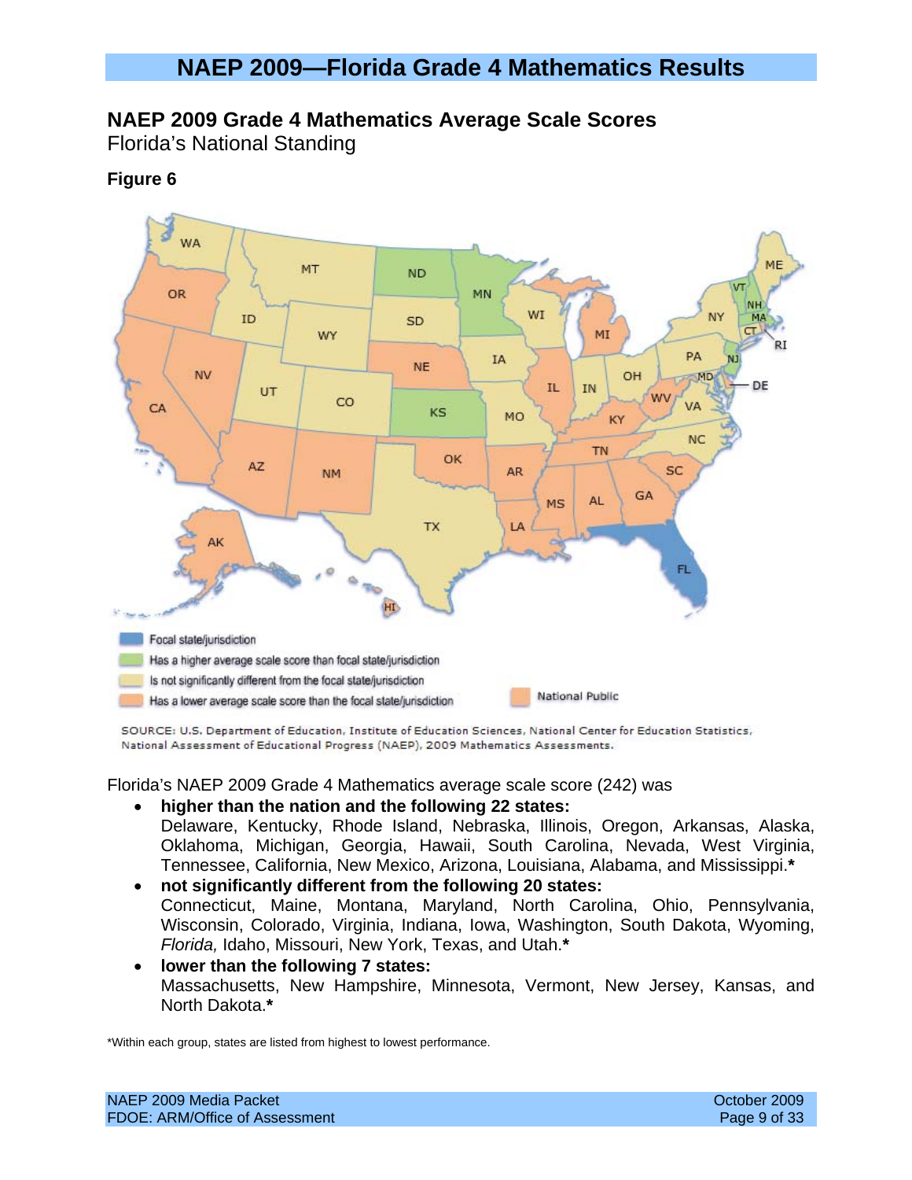# NAEP 2009—Florida Grade 4 Mathematics Results

## NAEP 2009 Grade 4 Mathematics Average Scale Scores

Florida's National Standing

### Figure 6

Focal state/jurisdiction

Has a higher average scale score than focal state/jurisdiction

Is not significantly different from the focal state/jurisdiction

Has a lower average scale score than the focal state/jurisdiction

National Public

SOURCE: U.S. Department of Education, Institute of Education Sciences, National Center for Education Statistics, National Assessment of Educational Progress (NAEP), 2009 Mathematics Assessments.

Florida's NAEP 2009 Grade 4 Mathematics average scale score (242) was

- **higher than the nation and the following 22 states:**
  Delaware, Kentucky, Rhode Island, Nebraska, Illinois, Oregon, Arkansas, Alaska, Oklahoma, Michigan, Georgia, Hawaii, South Carolina, Nevada, West Virginia, Tennessee, California, New Mexico, Arizona, Louisiana, Alabama, and Mississippi.**\***
- **not significantly different from the following 20 states:**
  Connecticut, Maine, Montana, Maryland, North Carolina, Ohio, Pennsylvania, Wisconsin, Colorado, Virginia, Indiana, Iowa, Washington, South Dakota, Wyoming, *Florida,* Idaho, Missouri, New York, Texas, and Utah.**\***
- **lower than the following 7 states:**
  Massachusetts, New Hampshire, Minnesota, Vermont, New Jersey, Kansas, and North Dakota.**\***

\*Within each group, states are listed from highest to lowest performance.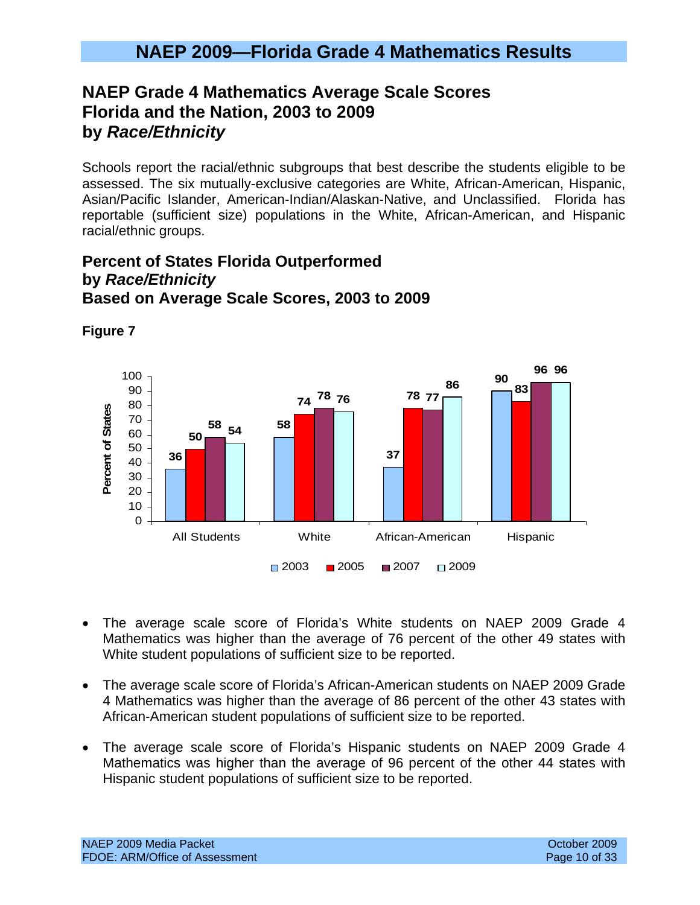# NAEP 2009—Florida Grade 4 Mathematics Results

## NAEP Grade 4 Mathematics Average Scale Scores Florida and the Nation, 2003 to 2009 by *Race/Ethnicity*

Schools report the racial/ethnic subgroups that best describe the students eligible to be assessed. The six mutually-exclusive categories are White, African-American, Hispanic, Asian/Pacific Islander, American-Indian/Alaskan-Native, and Unclassified. Florida has reportable (sufficient size) populations in the White, African-American, and Hispanic racial/ethnic groups.

## Percent of States Florida Outperformed by *Race/Ethnicity* Based on Average Scale Scores, 2003 to 2009

**Figure 7**

| Percent of States | 2003 | 2005 | 2007 | 2009 |
|---|---|---|---|---|
| All Students | 36 | 50 | 58 | 54 |
| White | 58 | 74 | 78 | 76 |
| African-American | 37 | 78 | 77 | 86 |
| Hispanic | 90 | 83 | 96 | 96 |

- The average scale score of Florida's White students on NAEP 2009 Grade 4 Mathematics was higher than the average of 76 percent of the other 49 states with White student populations of sufficient size to be reported.
- The average scale score of Florida's African-American students on NAEP 2009 Grade 4 Mathematics was higher than the average of 86 percent of the other 43 states with African-American student populations of sufficient size to be reported.
- The average scale score of Florida's Hispanic students on NAEP 2009 Grade 4 Mathematics was higher than the average of 96 percent of the other 44 states with Hispanic student populations of sufficient size to be reported.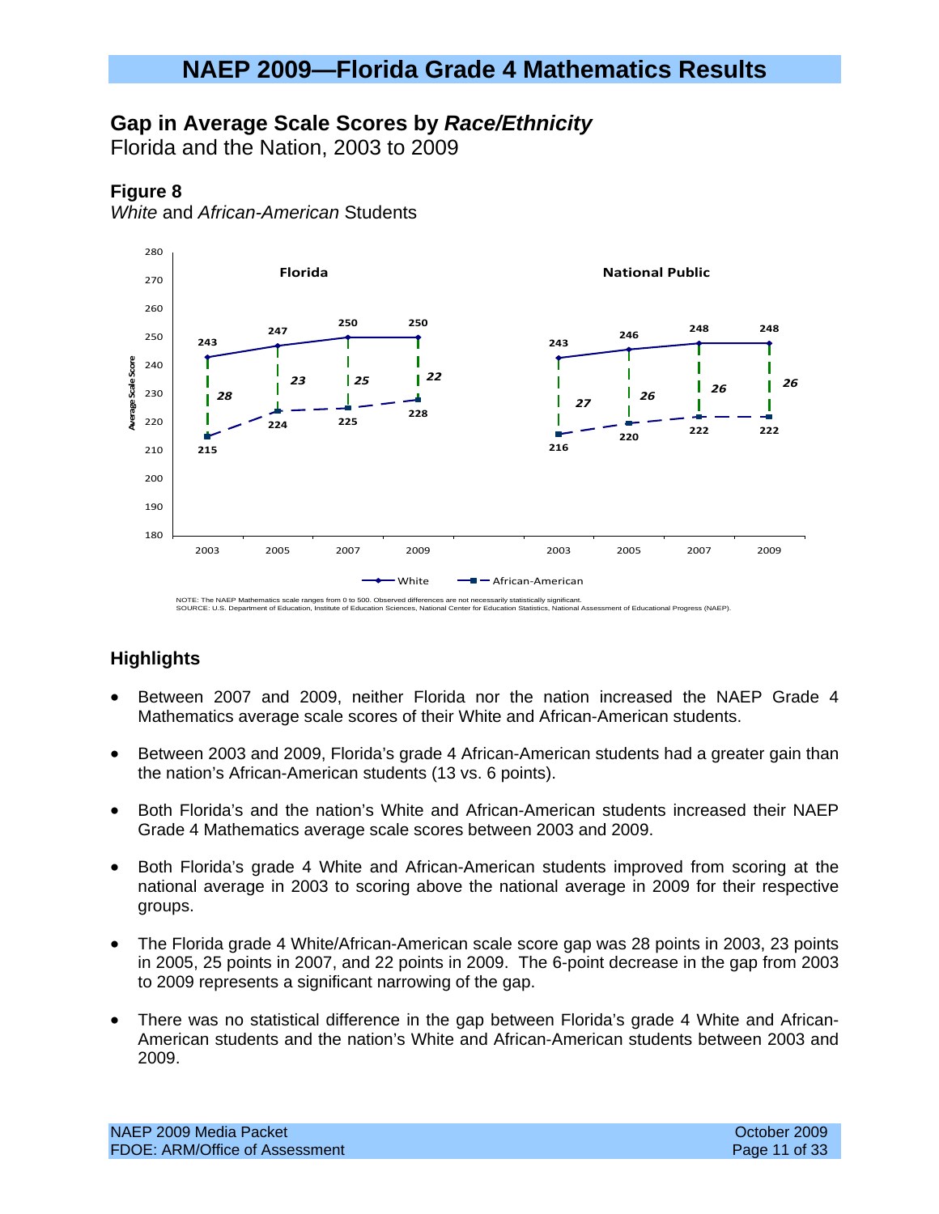# NAEP 2009—Florida Grade 4 Mathematics Results

## Gap in Average Scale Scores by *Race/Ethnicity*

Florida and the Nation, 2003 to 2009

### Figure 8

*White* and *African-American* Students

| | Florida 2003 | Florida 2005 | Florida 2007 | Florida 2009 | National Public 2003 | National Public 2005 | National Public 2007 | National Public 2009 |
|---|---|---|---|---|---|---|---|---|
| White | 243 | 247 | 250 | 250 | 243 | 246 | 248 | 248 |
| African-American | 215 | 224 | 225 | 228 | 216 | 220 | 222 | 222 |
| Gap | 28 | 23 | 25 | 22 | 27 | 26 | 26 | 26 |

NOTE: The NAEP Mathematics scale ranges from 0 to 500. Observed differences are not necessarily statistically significant.
SOURCE: U.S. Department of Education, Institute of Education Sciences, National Center for Education Statistics, National Assessment of Educational Progress (NAEP).

### Highlights

- Between 2007 and 2009, neither Florida nor the nation increased the NAEP Grade 4 Mathematics average scale scores of their White and African-American students.
- Between 2003 and 2009, Florida's grade 4 African-American students had a greater gain than the nation's African-American students (13 vs. 6 points).
- Both Florida's and the nation's White and African-American students increased their NAEP Grade 4 Mathematics average scale scores between 2003 and 2009.
- Both Florida's grade 4 White and African-American students improved from scoring at the national average in 2003 to scoring above the national average in 2009 for their respective groups.
- The Florida grade 4 White/African-American scale score gap was 28 points in 2003, 23 points in 2005, 25 points in 2007, and 22 points in 2009. The 6-point decrease in the gap from 2003 to 2009 represents a significant narrowing of the gap.
- There was no statistical difference in the gap between Florida's grade 4 White and African-American students and the nation's White and African-American students between 2003 and 2009.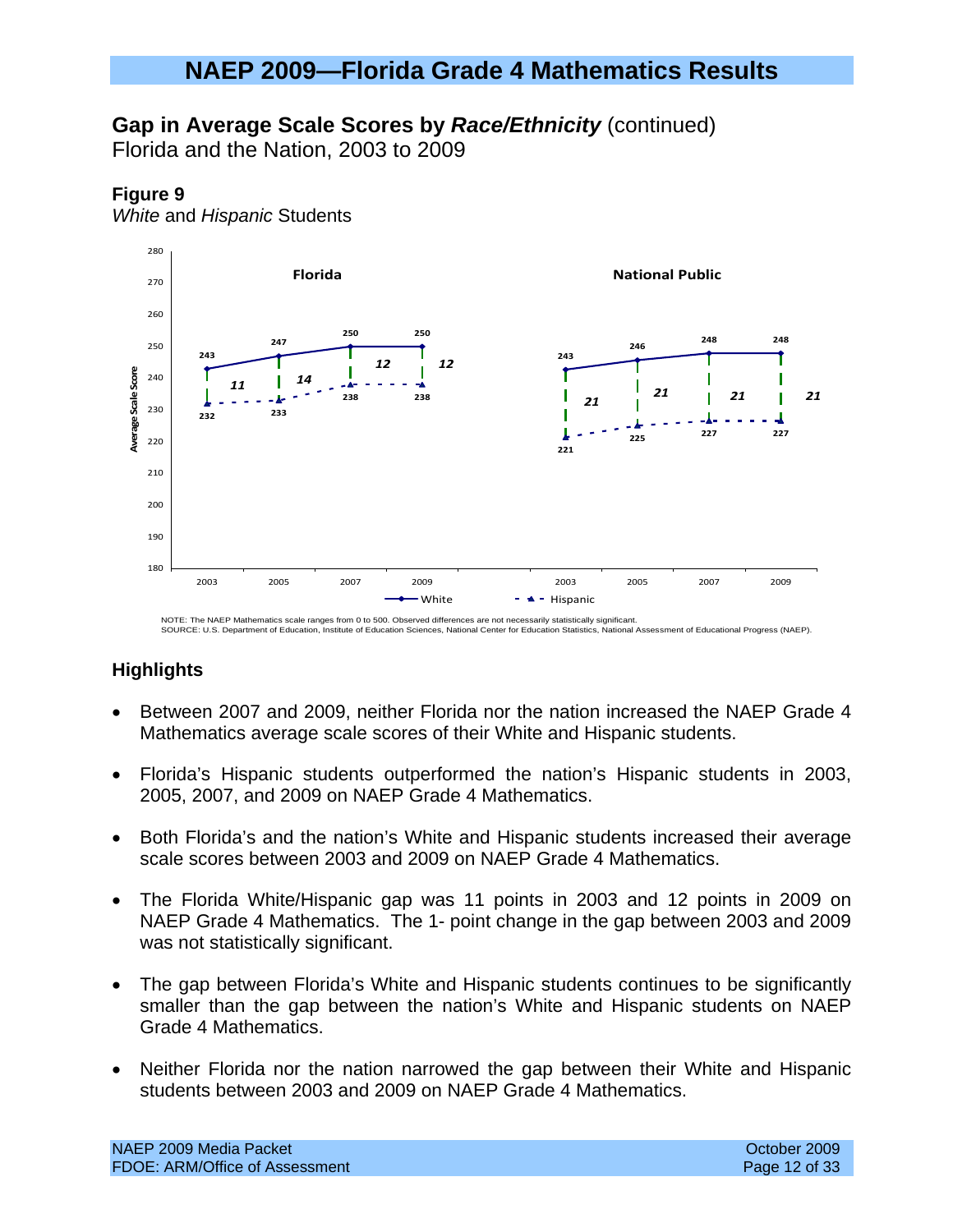# NAEP 2009—Florida Grade 4 Mathematics Results

## Gap in Average Scale Scores by *Race/Ethnicity* (continued)

Florida and the Nation, 2003 to 2009

### Figure 9

*White* and *Hispanic* Students

| Year | Florida White | Florida Hispanic | Florida Gap | National Public White | National Public Hispanic | National Public Gap |
|---|---|---|---|---|---|---|
| 2003 | 243 | 232 | 11 | 243 | 221 | 21 |
| 2005 | 247 | 233 | 14 | 246 | 225 | 21 |
| 2007 | 250 | 238 | 12 | 248 | 227 | 21 |
| 2009 | 250 | 238 | 12 | 248 | 227 | 21 |

NOTE: The NAEP Mathematics scale ranges from 0 to 500. Observed differences are not necessarily statistically significant.
SOURCE: U.S. Department of Education, Institute of Education Sciences, National Center for Education Statistics, National Assessment of Educational Progress (NAEP).

### Highlights

- Between 2007 and 2009, neither Florida nor the nation increased the NAEP Grade 4 Mathematics average scale scores of their White and Hispanic students.
- Florida's Hispanic students outperformed the nation's Hispanic students in 2003, 2005, 2007, and 2009 on NAEP Grade 4 Mathematics.
- Both Florida's and the nation's White and Hispanic students increased their average scale scores between 2003 and 2009 on NAEP Grade 4 Mathematics.
- The Florida White/Hispanic gap was 11 points in 2003 and 12 points in 2009 on NAEP Grade 4 Mathematics. The 1- point change in the gap between 2003 and 2009 was not statistically significant.
- The gap between Florida's White and Hispanic students continues to be significantly smaller than the gap between the nation's White and Hispanic students on NAEP Grade 4 Mathematics.
- Neither Florida nor the nation narrowed the gap between their White and Hispanic students between 2003 and 2009 on NAEP Grade 4 Mathematics.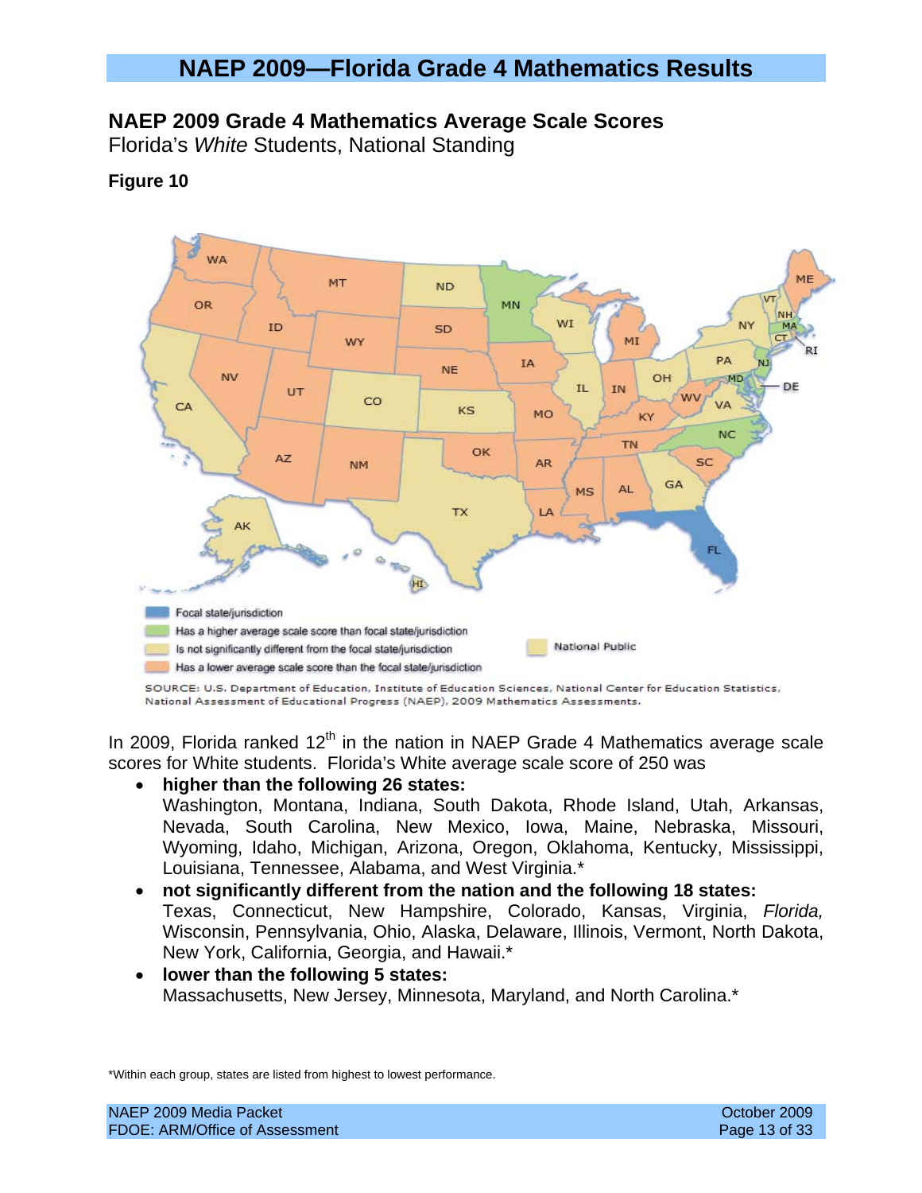# NAEP 2009—Florida Grade 4 Mathematics Results

## NAEP 2009 Grade 4 Mathematics Average Scale Scores

Florida's *White* Students, National Standing

**Figure 10**

Focal state/jurisdiction

Has a higher average scale score than focal state/jurisdiction

Is not significantly different from the focal state/jurisdiction

Has a lower average scale score than the focal state/jurisdiction

National Public

SOURCE: U.S. Department of Education, Institute of Education Sciences, National Center for Education Statistics, National Assessment of Educational Progress (NAEP), 2009 Mathematics Assessments.

In 2009, Florida ranked 12th in the nation in NAEP Grade 4 Mathematics average scale scores for White students. Florida's White average scale score of 250 was

- **higher than the following 26 states:**
  Washington, Montana, Indiana, South Dakota, Rhode Island, Utah, Arkansas, Nevada, South Carolina, New Mexico, Iowa, Maine, Nebraska, Missouri, Wyoming, Idaho, Michigan, Arizona, Oregon, Oklahoma, Kentucky, Mississippi, Louisiana, Tennessee, Alabama, and West Virginia.*
- **not significantly different from the nation and the following 18 states:**
  Texas, Connecticut, New Hampshire, Colorado, Kansas, Virginia, *Florida,* Wisconsin, Pennsylvania, Ohio, Alaska, Delaware, Illinois, Vermont, North Dakota, New York, California, Georgia, and Hawaii.*
- **lower than the following 5 states:**
  Massachusetts, New Jersey, Minnesota, Maryland, and North Carolina.*

*Within each group, states are listed from highest to lowest performance.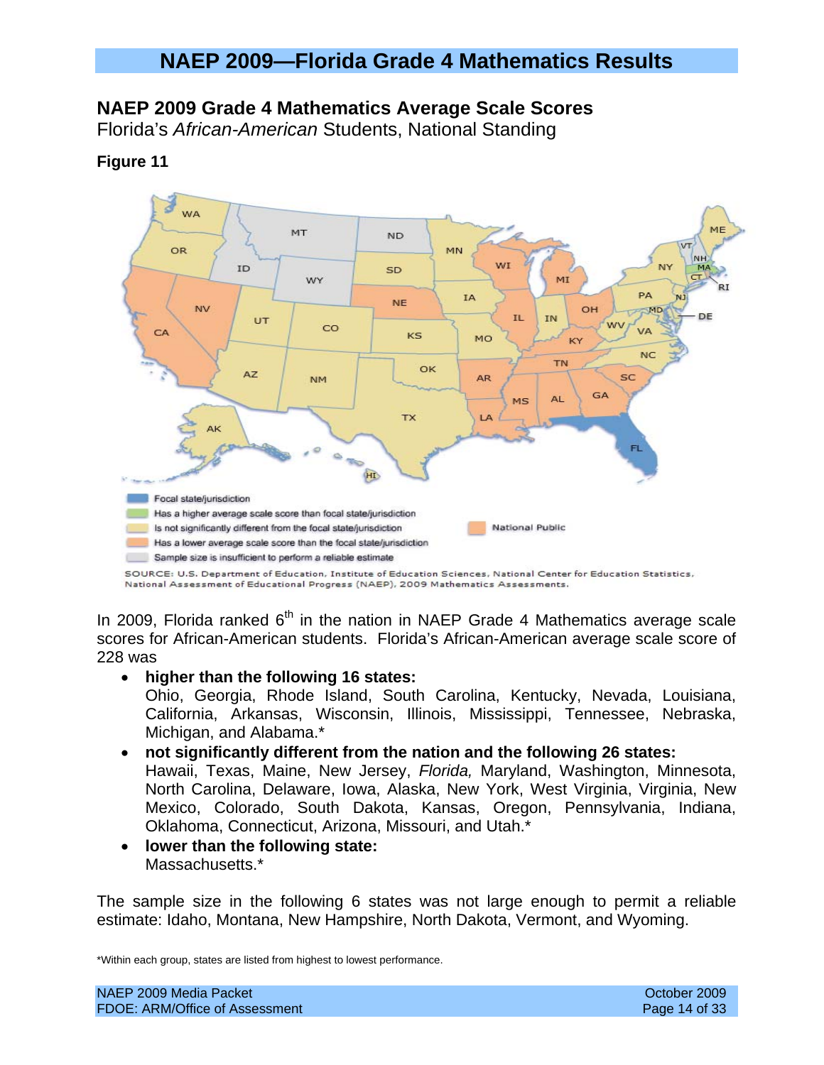# NAEP 2009—Florida Grade 4 Mathematics Results

## NAEP 2009 Grade 4 Mathematics Average Scale Scores

Florida's *African-American* Students, National Standing

**Figure 11**

Focal state/jurisdiction
Has a higher average scale score than focal state/jurisdiction
Is not significantly different from the focal state/jurisdiction
Has a lower average scale score than the focal state/jurisdiction
Sample size is insufficient to perform a reliable estimate
National Public

SOURCE: U.S. Department of Education, Institute of Education Sciences, National Center for Education Statistics, National Assessment of Educational Progress (NAEP), 2009 Mathematics Assessments.

In 2009, Florida ranked 6th in the nation in NAEP Grade 4 Mathematics average scale scores for African-American students. Florida's African-American average scale score of 228 was

- **higher than the following 16 states:**
  Ohio, Georgia, Rhode Island, South Carolina, Kentucky, Nevada, Louisiana, California, Arkansas, Wisconsin, Illinois, Mississippi, Tennessee, Nebraska, Michigan, and Alabama.*
- **not significantly different from the nation and the following 26 states:**
  Hawaii, Texas, Maine, New Jersey, *Florida,* Maryland, Washington, Minnesota, North Carolina, Delaware, Iowa, Alaska, New York, West Virginia, Virginia, New Mexico, Colorado, South Dakota, Kansas, Oregon, Pennsylvania, Indiana, Oklahoma, Connecticut, Arizona, Missouri, and Utah.*
- **lower than the following state:**
  Massachusetts.*

The sample size in the following 6 states was not large enough to permit a reliable estimate: Idaho, Montana, New Hampshire, North Dakota, Vermont, and Wyoming.

*Within each group, states are listed from highest to lowest performance.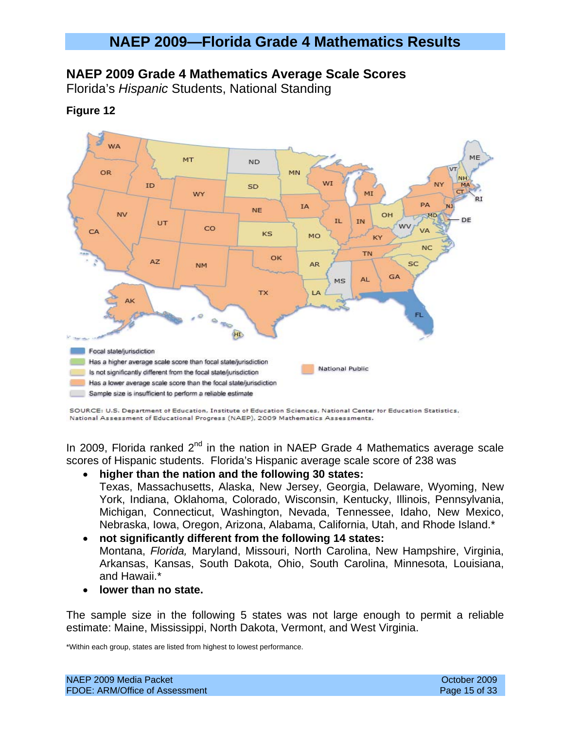# NAEP 2009—Florida Grade 4 Mathematics Results

## NAEP 2009 Grade 4 Mathematics Average Scale Scores

Florida's *Hispanic* Students, National Standing

### Figure 12

Focal state/jurisdiction
Has a higher average scale score than focal state/jurisdiction
Is not significantly different from the focal state/jurisdiction
Has a lower average scale score than the focal state/jurisdiction
Sample size is insufficient to perform a reliable estimate

National Public

SOURCE: U.S. Department of Education, Institute of Education Sciences, National Center for Education Statistics, National Assessment of Educational Progress (NAEP), 2009 Mathematics Assessments.

In 2009, Florida ranked 2nd in the nation in NAEP Grade 4 Mathematics average scale scores of Hispanic students. Florida's Hispanic average scale score of 238 was

- **higher than the nation and the following 30 states:**
  Texas, Massachusetts, Alaska, New Jersey, Georgia, Delaware, Wyoming, New York, Indiana, Oklahoma, Colorado, Wisconsin, Kentucky, Illinois, Pennsylvania, Michigan, Connecticut, Washington, Nevada, Tennessee, Idaho, New Mexico, Nebraska, Iowa, Oregon, Arizona, Alabama, California, Utah, and Rhode Island.*
- **not significantly different from the following 14 states:**
  Montana, *Florida,* Maryland, Missouri, North Carolina, New Hampshire, Virginia, Arkansas, Kansas, South Dakota, Ohio, South Carolina, Minnesota, Louisiana, and Hawaii.*
- **lower than no state.**

The sample size in the following 5 states was not large enough to permit a reliable estimate: Maine, Mississippi, North Dakota, Vermont, and West Virginia.

*Within each group, states are listed from highest to lowest performance.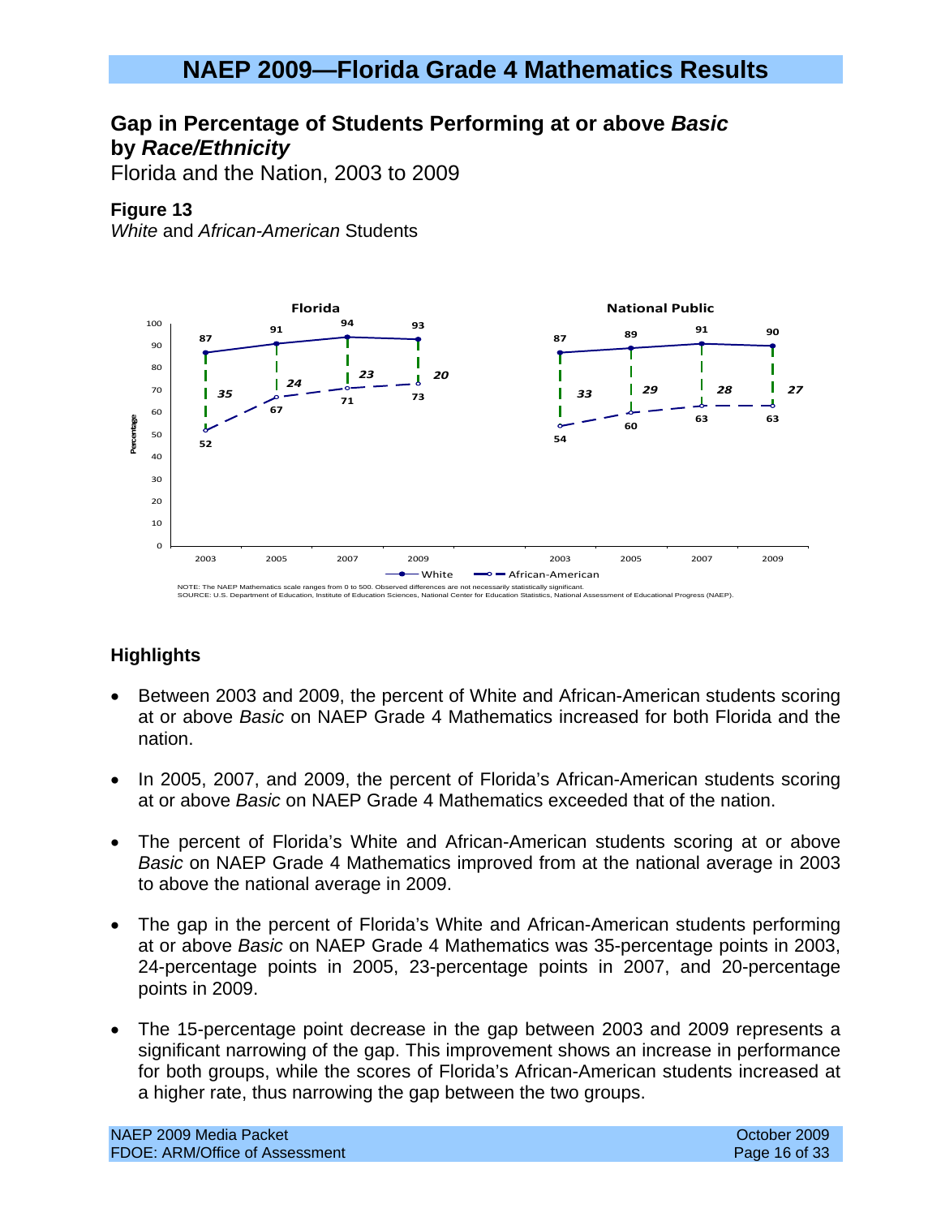# NAEP 2009—Florida Grade 4 Mathematics Results

## Gap in Percentage of Students Performing at or above *Basic* by *Race/Ethnicity*

Florida and the Nation, 2003 to 2009

**Figure 13**

*White* and *African-American* Students

| | Florida 2003 | Florida 2005 | Florida 2007 | Florida 2009 | National Public 2003 | National Public 2005 | National Public 2007 | National Public 2009 |
|---|---|---|---|---|---|---|---|---|
| White | 87 | 91 | 94 | 93 | 87 | 89 | 91 | 90 |
| African-American | 52 | 67 | 71 | 73 | 54 | 60 | 63 | 63 |
| Gap | 35 | 24 | 23 | 20 | 33 | 29 | 28 | 27 |

NOTE: The NAEP Mathematics scale ranges from 0 to 500. Observed differences are not necessarily statistically significant.
SOURCE: U.S. Department of Education, Institute of Education Sciences, National Center for Education Statistics, National Assessment of Educational Progress (NAEP).

### Highlights

- Between 2003 and 2009, the percent of White and African-American students scoring at or above *Basic* on NAEP Grade 4 Mathematics increased for both Florida and the nation.
- In 2005, 2007, and 2009, the percent of Florida's African-American students scoring at or above *Basic* on NAEP Grade 4 Mathematics exceeded that of the nation.
- The percent of Florida's White and African-American students scoring at or above *Basic* on NAEP Grade 4 Mathematics improved from at the national average in 2003 to above the national average in 2009.
- The gap in the percent of Florida's White and African-American students performing at or above *Basic* on NAEP Grade 4 Mathematics was 35-percentage points in 2003, 24-percentage points in 2005, 23-percentage points in 2007, and 20-percentage points in 2009.
- The 15-percentage point decrease in the gap between 2003 and 2009 represents a significant narrowing of the gap. This improvement shows an increase in performance for both groups, while the scores of Florida's African-American students increased at a higher rate, thus narrowing the gap between the two groups.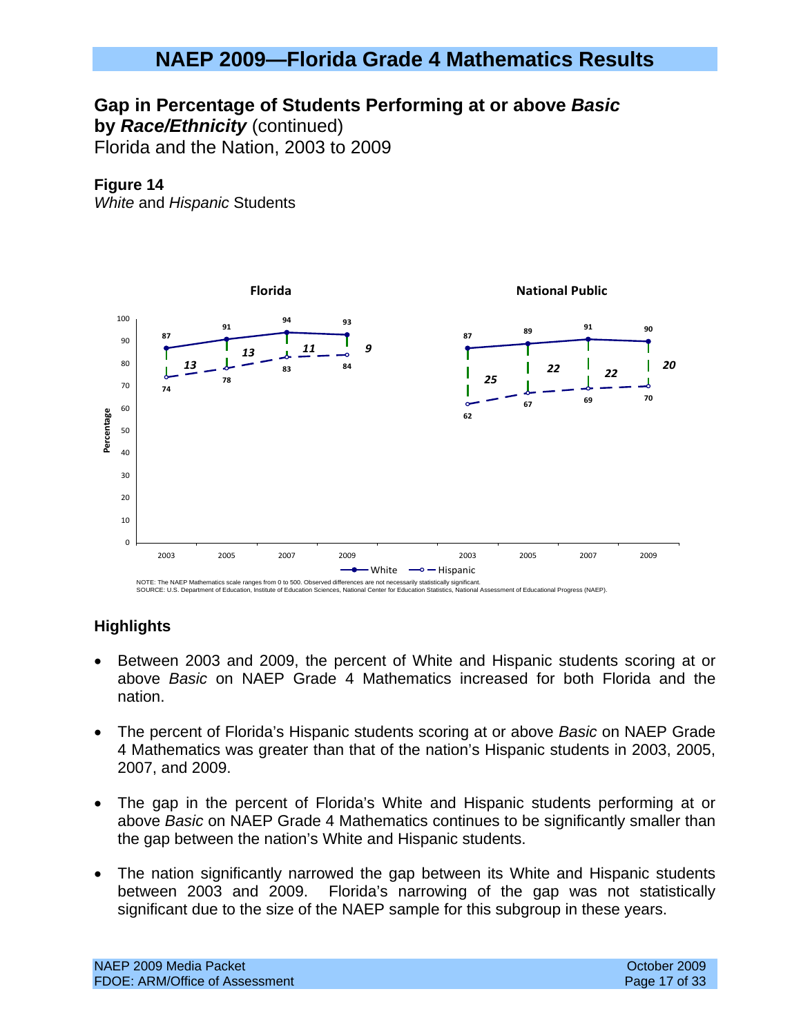# NAEP 2009—Florida Grade 4 Mathematics Results

## Gap in Percentage of Students Performing at or above *Basic* by *Race/Ethnicity* (continued)

Florida and the Nation, 2003 to 2009

**Figure 14**

*White* and *Hispanic* Students

| | Florida | | | | National Public | | | |
|---|---|---|---|---|---|---|---|---|
| | 2003 | 2005 | 2007 | 2009 | 2003 | 2005 | 2007 | 2009 |
| White | 87 | 91 | 94 | 93 | 87 | 89 | 91 | 90 |
| Hispanic | 74 | 78 | 83 | 84 | 62 | 67 | 69 | 70 |
| Gap | 13 | 13 | 11 | 9 | 25 | 22 | 22 | 20 |

NOTE: The NAEP Mathematics scale ranges from 0 to 500. Observed differences are not necessarily statistically significant.
SOURCE: U.S. Department of Education, Institute of Education Sciences, National Center for Education Statistics, National Assessment of Educational Progress (NAEP).

### Highlights

- Between 2003 and 2009, the percent of White and Hispanic students scoring at or above *Basic* on NAEP Grade 4 Mathematics increased for both Florida and the nation.
- The percent of Florida's Hispanic students scoring at or above *Basic* on NAEP Grade 4 Mathematics was greater than that of the nation's Hispanic students in 2003, 2005, 2007, and 2009.
- The gap in the percent of Florida's White and Hispanic students performing at or above *Basic* on NAEP Grade 4 Mathematics continues to be significantly smaller than the gap between the nation's White and Hispanic students.
- The nation significantly narrowed the gap between its White and Hispanic students between 2003 and 2009. Florida's narrowing of the gap was not statistically significant due to the size of the NAEP sample for this subgroup in these years.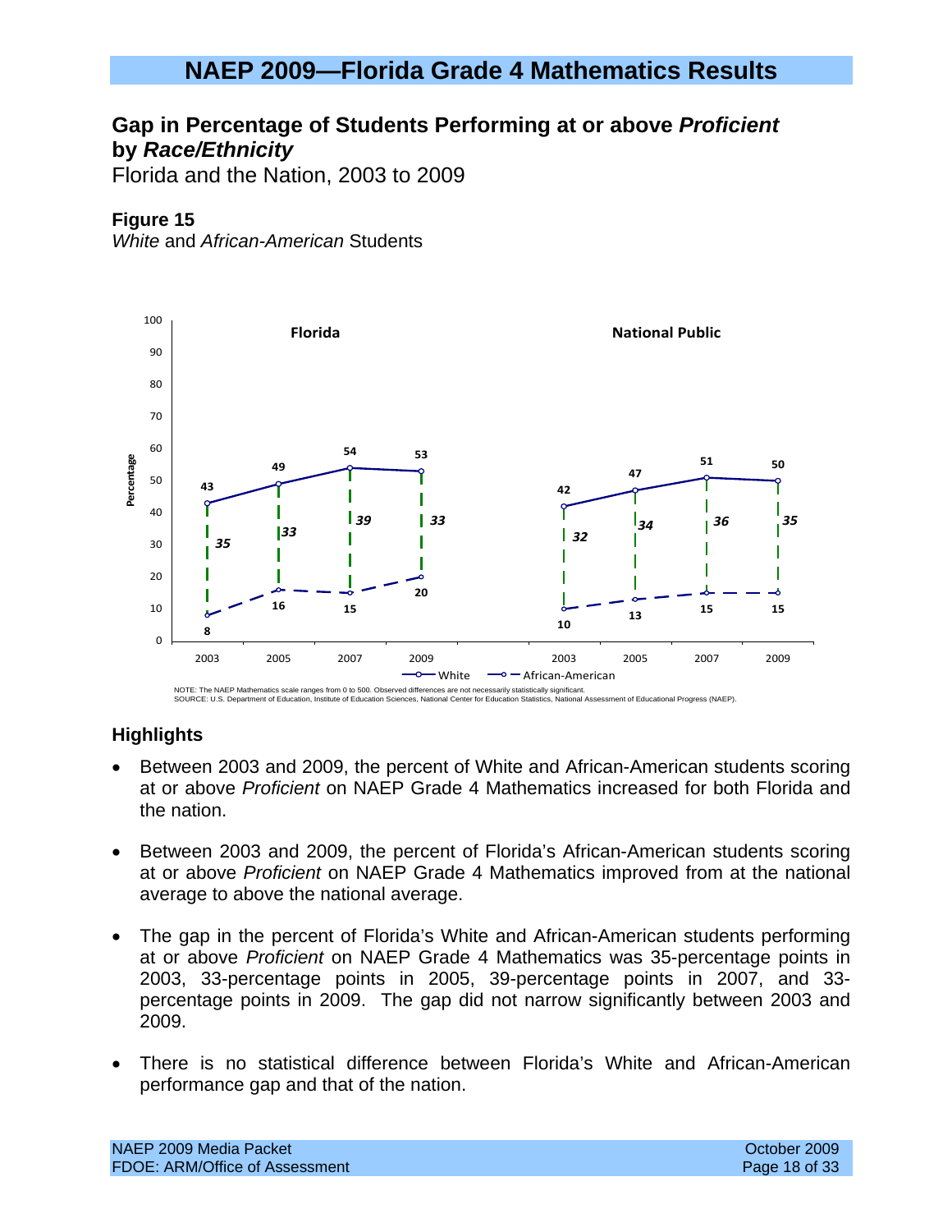# NAEP 2009—Florida Grade 4 Mathematics Results

## Gap in Percentage of Students Performing at or above *Proficient* by *Race/Ethnicity*

Florida and the Nation, 2003 to 2009

**Figure 15**

*White* and *African-American* Students

| | Florida 2003 | Florida 2005 | Florida 2007 | Florida 2009 | National Public 2003 | National Public 2005 | National Public 2007 | National Public 2009 |
|---|---|---|---|---|---|---|---|---|
| White | 43 | 49 | 54 | 53 | 42 | 47 | 51 | 50 |
| African-American | 8 | 16 | 15 | 20 | 10 | 13 | 15 | 15 |
| Gap | 35 | 33 | 39 | 33 | 32 | 34 | 36 | 35 |

NOTE: The NAEP Mathematics scale ranges from 0 to 500. Observed differences are not necessarily statistically significant.
SOURCE: U.S. Department of Education, Institute of Education Sciences, National Center for Education Statistics, National Assessment of Educational Progress (NAEP).

### Highlights

- Between 2003 and 2009, the percent of White and African-American students scoring at or above *Proficient* on NAEP Grade 4 Mathematics increased for both Florida and the nation.
- Between 2003 and 2009, the percent of Florida's African-American students scoring at or above *Proficient* on NAEP Grade 4 Mathematics improved from at the national average to above the national average.
- The gap in the percent of Florida's White and African-American students performing at or above *Proficient* on NAEP Grade 4 Mathematics was 35-percentage points in 2003, 33-percentage points in 2005, 39-percentage points in 2007, and 33-percentage points in 2009. The gap did not narrow significantly between 2003 and 2009.
- There is no statistical difference between Florida's White and African-American performance gap and that of the nation.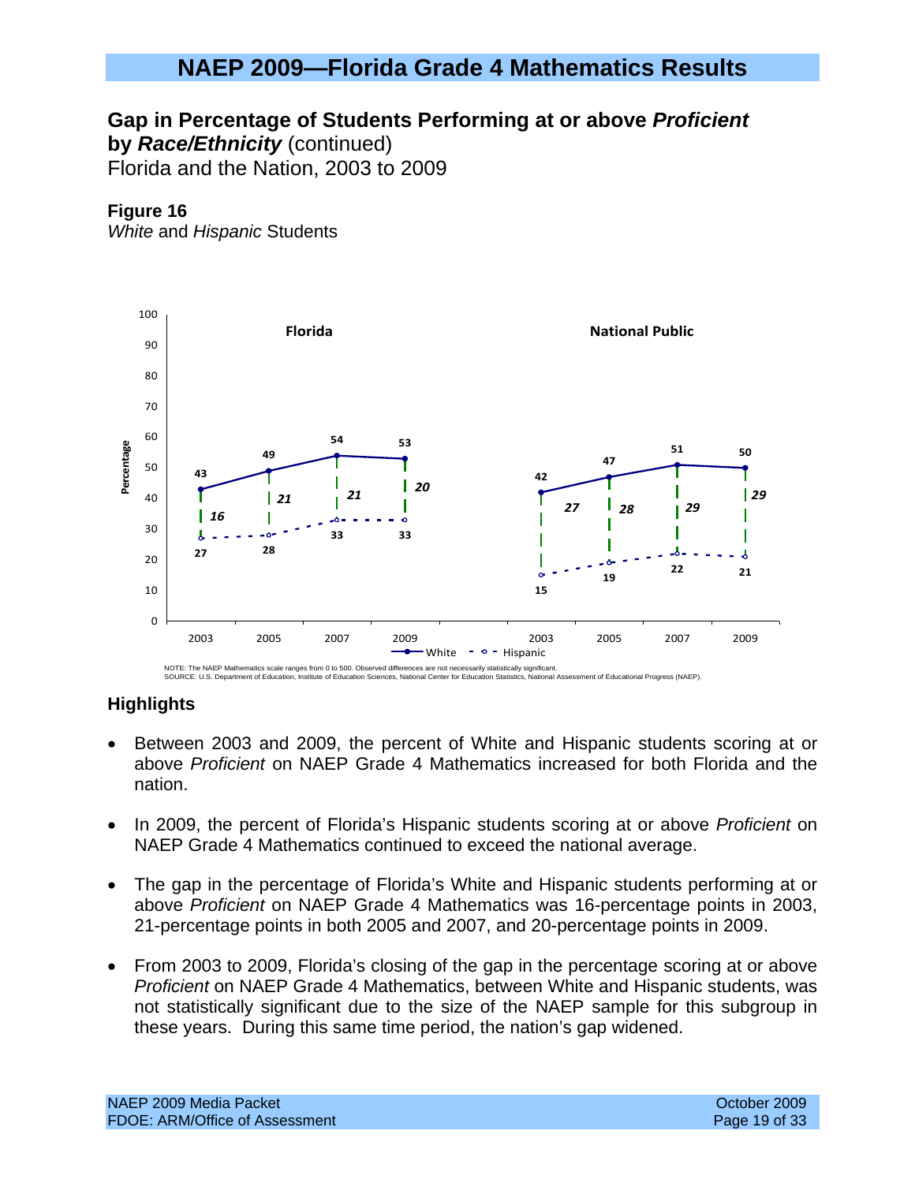# NAEP 2009—Florida Grade 4 Mathematics Results

## Gap in Percentage of Students Performing at or above *Proficient* by *Race/Ethnicity* (continued)

Florida and the Nation, 2003 to 2009

**Figure 16**

*White* and *Hispanic* Students

| | Florida 2003 | Florida 2005 | Florida 2007 | Florida 2009 | National Public 2003 | National Public 2005 | National Public 2007 | National Public 2009 |
|---|---|---|---|---|---|---|---|---|
| White | 43 | 49 | 54 | 53 | 42 | 47 | 51 | 50 |
| Hispanic | 27 | 28 | 33 | 33 | 15 | 19 | 22 | 21 |
| Gap | 16 | 21 | 21 | 20 | 27 | 28 | 29 | 29 |

NOTE: The NAEP Mathematics scale ranges from 0 to 500. Observed differences are not necessarily statistically significant.
SOURCE: U.S. Department of Education, Institute of Education Sciences, National Center for Education Statistics, National Assessment of Educational Progress (NAEP).

### Highlights

- Between 2003 and 2009, the percent of White and Hispanic students scoring at or above *Proficient* on NAEP Grade 4 Mathematics increased for both Florida and the nation.
- In 2009, the percent of Florida's Hispanic students scoring at or above *Proficient* on NAEP Grade 4 Mathematics continued to exceed the national average.
- The gap in the percentage of Florida's White and Hispanic students performing at or above *Proficient* on NAEP Grade 4 Mathematics was 16-percentage points in 2003, 21-percentage points in both 2005 and 2007, and 20-percentage points in 2009.
- From 2003 to 2009, Florida's closing of the gap in the percentage scoring at or above *Proficient* on NAEP Grade 4 Mathematics, between White and Hispanic students, was not statistically significant due to the size of the NAEP sample for this subgroup in these years. During this same time period, the nation's gap widened.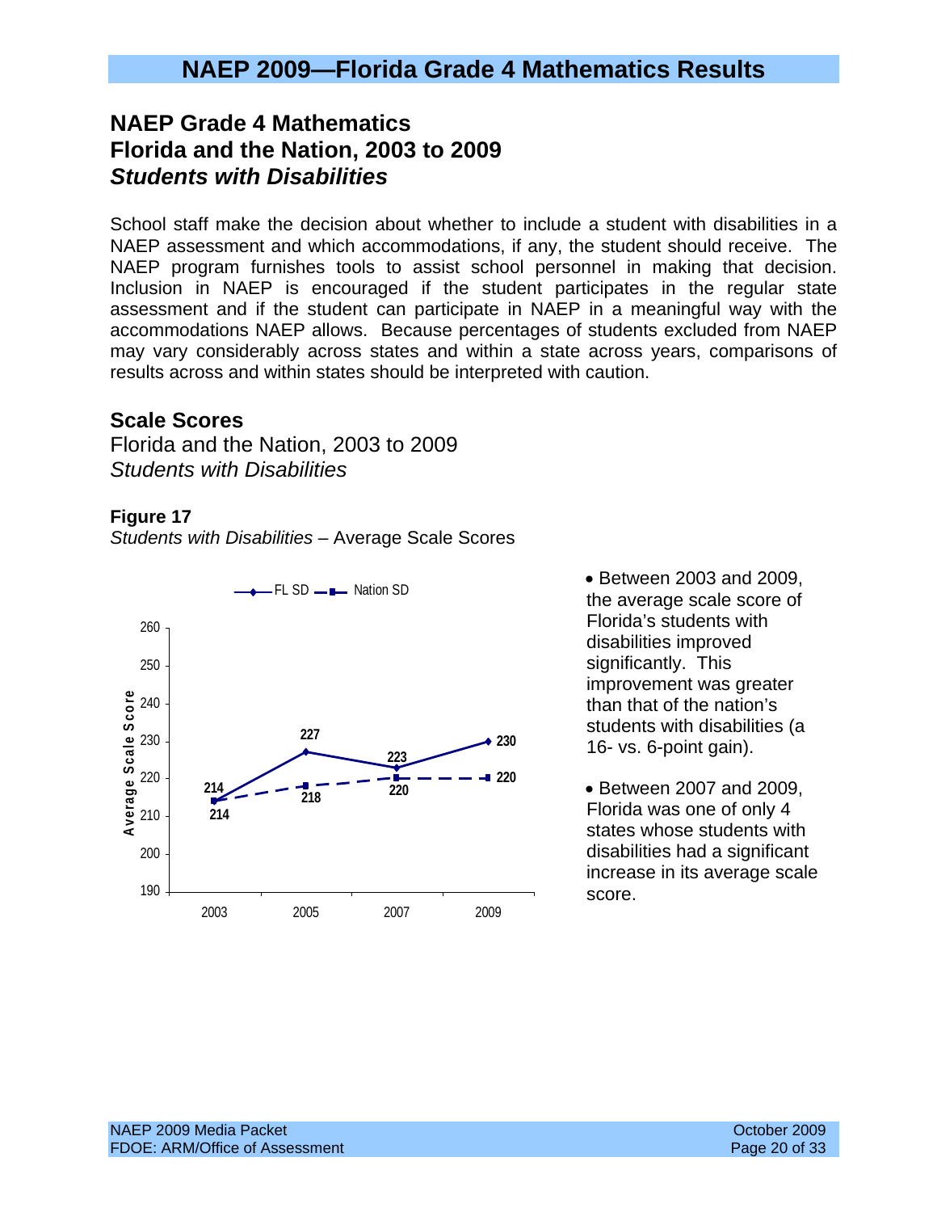# NAEP 2009—Florida Grade 4 Mathematics Results

## NAEP Grade 4 Mathematics
## Florida and the Nation, 2003 to 2009
## *Students with Disabilities*

School staff make the decision about whether to include a student with disabilities in a NAEP assessment and which accommodations, if any, the student should receive. The NAEP program furnishes tools to assist school personnel in making that decision. Inclusion in NAEP is encouraged if the student participates in the regular state assessment and if the student can participate in NAEP in a meaningful way with the accommodations NAEP allows. Because percentages of students excluded from NAEP may vary considerably across states and within a state across years, comparisons of results across and within states should be interpreted with caution.

### Scale Scores

Florida and the Nation, 2003 to 2009
*Students with Disabilities*

**Figure 17**
*Students with Disabilities* – Average Scale Scores

| Year | FL SD | Nation SD |
|---|---|---|
| 2003 | 214 | 214 |
| 2005 | 227 | 218 |
| 2007 | 223 | 220 |
| 2009 | 230 | 220 |

- Between 2003 and 2009, the average scale score of Florida's students with disabilities improved significantly. This improvement was greater than that of the nation's students with disabilities (a 16- vs. 6-point gain).
- Between 2007 and 2009, Florida was one of only 4 states whose students with disabilities had a significant increase in its average scale score.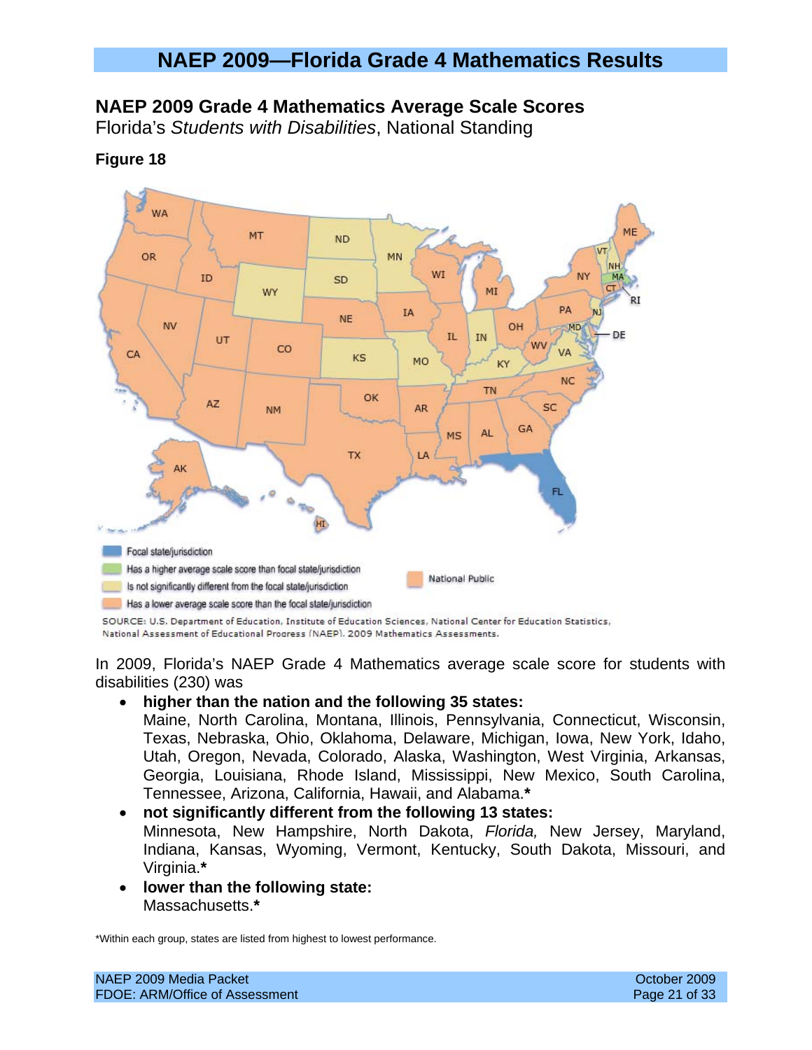# NAEP 2009—Florida Grade 4 Mathematics Results

## NAEP 2009 Grade 4 Mathematics Average Scale Scores

Florida's *Students with Disabilities*, National Standing

**Figure 18**

Focal state/jurisdiction

Has a higher average scale score than focal state/jurisdiction

Is not significantly different from the focal state/jurisdiction

Has a lower average scale score than the focal state/jurisdiction

National Public

SOURCE: U.S. Department of Education, Institute of Education Sciences, National Center for Education Statistics, National Assessment of Educational Progress (NAEP), 2009 Mathematics Assessments.

In 2009, Florida's NAEP Grade 4 Mathematics average scale score for students with disabilities (230) was

- **higher than the nation and the following 35 states:**
  Maine, North Carolina, Montana, Illinois, Pennsylvania, Connecticut, Wisconsin, Texas, Nebraska, Ohio, Oklahoma, Delaware, Michigan, Iowa, New York, Idaho, Utah, Oregon, Nevada, Colorado, Alaska, Washington, West Virginia, Arkansas, Georgia, Louisiana, Rhode Island, Mississippi, New Mexico, South Carolina, Tennessee, Arizona, California, Hawaii, and Alabama.**\***
- **not significantly different from the following 13 states:**
  Minnesota, New Hampshire, North Dakota, *Florida,* New Jersey, Maryland, Indiana, Kansas, Wyoming, Vermont, Kentucky, South Dakota, Missouri, and Virginia.**\***
- **lower than the following state:**
  Massachusetts.**\***

\*Within each group, states are listed from highest to lowest performance.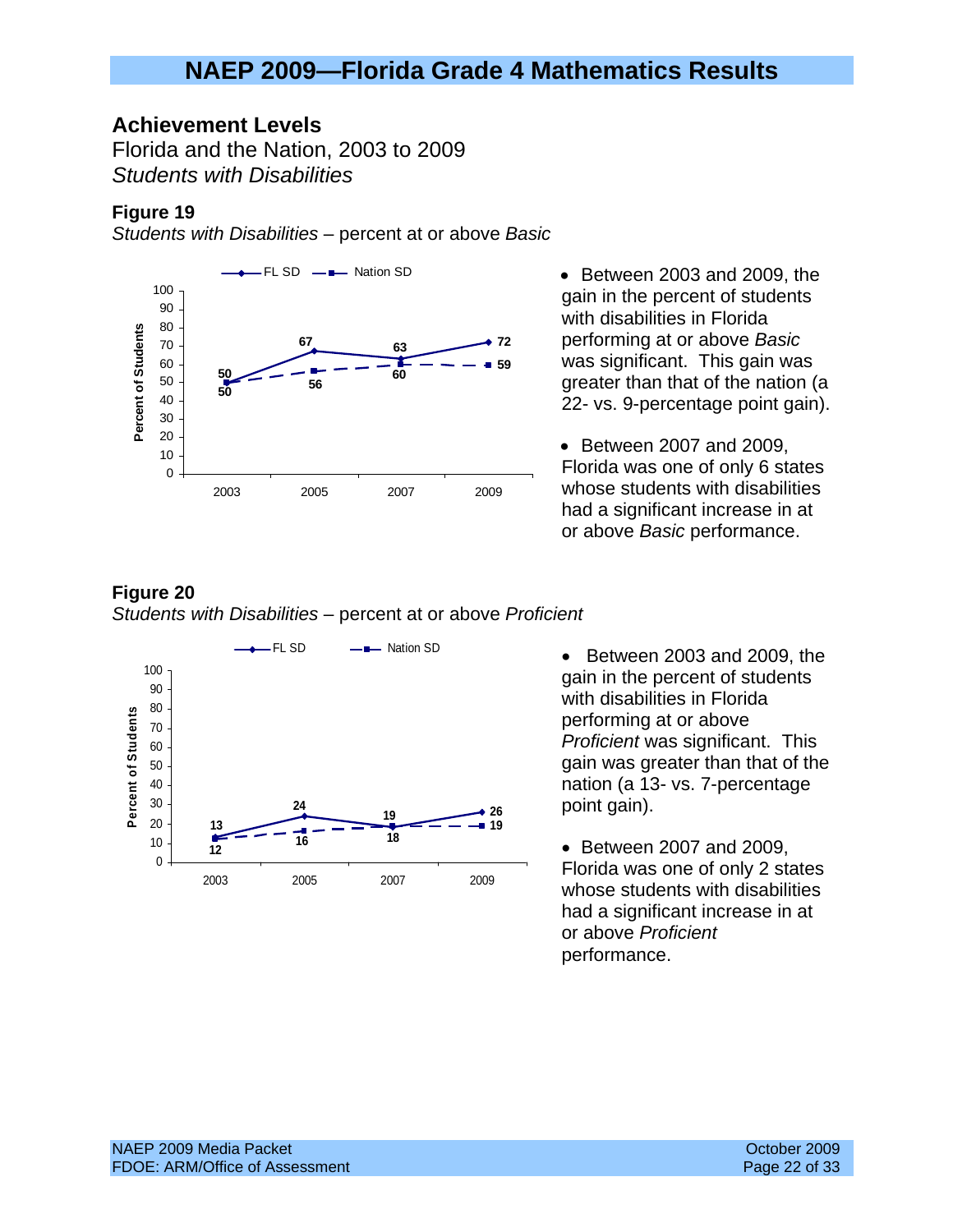# NAEP 2009—Florida Grade 4 Mathematics Results

## Achievement Levels

Florida and the Nation, 2003 to 2009

*Students with Disabilities*

### Figure 19

*Students with Disabilities* – percent at or above *Basic*

| Year | FL SD | Nation SD |
|---|---|---|
| 2003 | 50 | 50 |
| 2005 | 67 | 56 |
| 2007 | 63 | 60 |
| 2009 | 72 | 59 |

- Between 2003 and 2009, the gain in the percent of students with disabilities in Florida performing at or above *Basic* was significant. This gain was greater than that of the nation (a 22- vs. 9-percentage point gain).
- Between 2007 and 2009, Florida was one of only 6 states whose students with disabilities had a significant increase in at or above *Basic* performance.

### Figure 20

*Students with Disabilities* – percent at or above *Proficient*

| Year | FL SD | Nation SD |
|---|---|---|
| 2003 | 13 | 12 |
| 2005 | 24 | 16 |
| 2007 | 19 | 18 |
| 2009 | 26 | 19 |

- Between 2003 and 2009, the gain in the percent of students with disabilities in Florida performing at or above *Proficient* was significant. This gain was greater than that of the nation (a 13- vs. 7-percentage point gain).
- Between 2007 and 2009, Florida was one of only 2 states whose students with disabilities had a significant increase in at or above *Proficient* performance.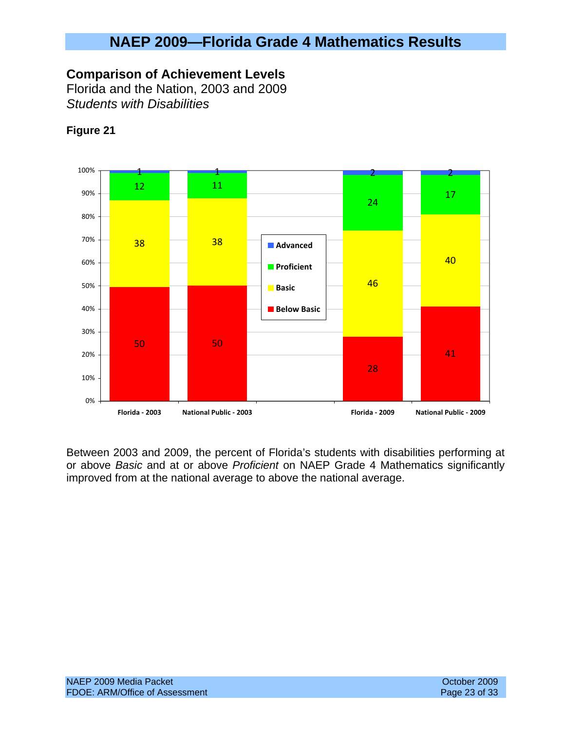# NAEP 2009—Florida Grade 4 Mathematics Results

**Comparison of Achievement Levels**
Florida and the Nation, 2003 and 2009
*Students with Disabilities*

**Figure 21**

| | Below Basic | Basic | Proficient | Advanced |
|---|---|---|---|---|
| Florida - 2003 | 50 | 38 | 12 | 1 |
| National Public - 2003 | 50 | 38 | 11 | 1 |
| Florida - 2009 | 28 | 46 | 24 | 2 |
| National Public - 2009 | 41 | 40 | 17 | 2 |

Between 2003 and 2009, the percent of Florida's students with disabilities performing at or above *Basic* and at or above *Proficient* on NAEP Grade 4 Mathematics significantly improved from at the national average to above the national average.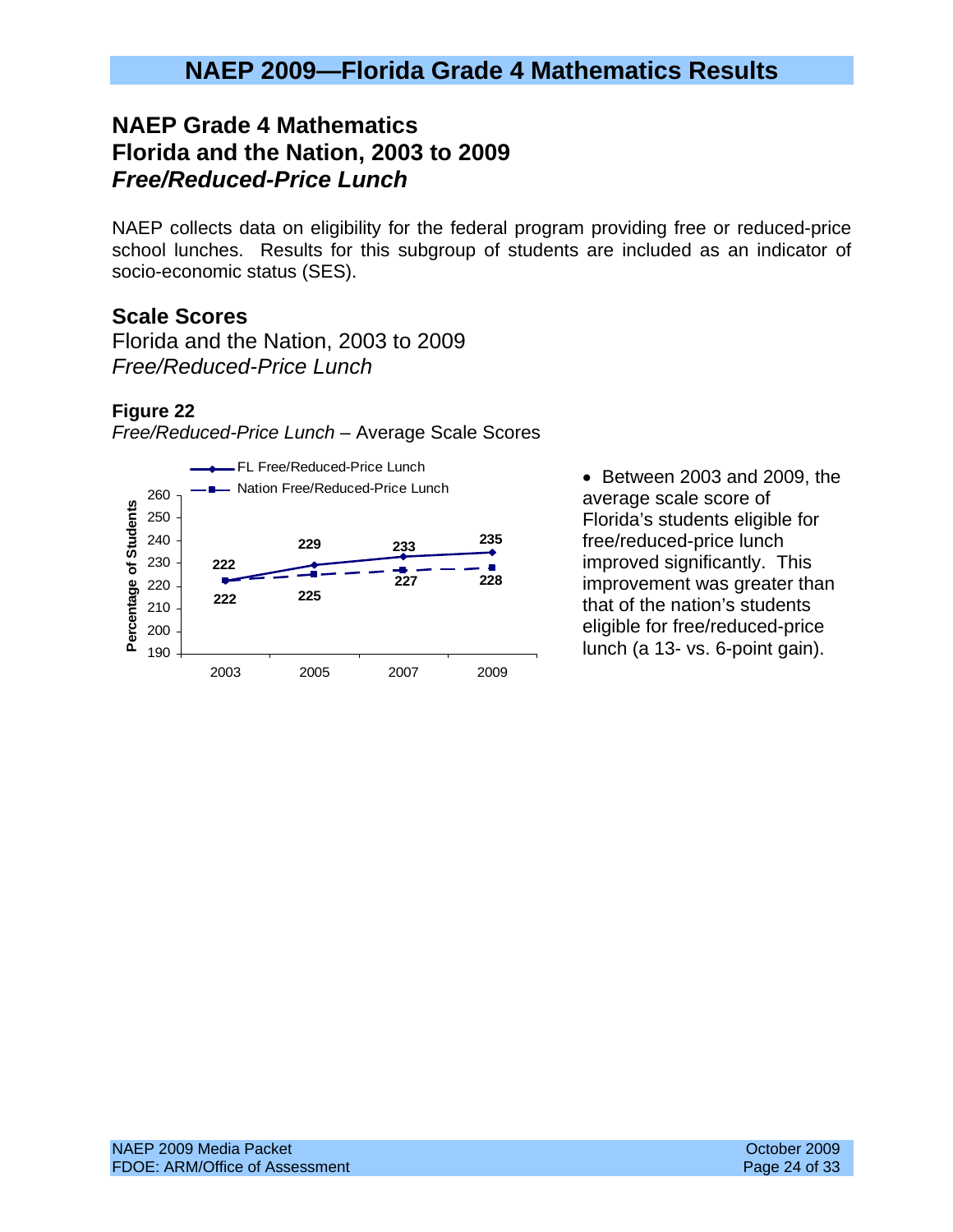## NAEP 2009—Florida Grade 4 Mathematics Results

## NAEP Grade 4 Mathematics
## Florida and the Nation, 2003 to 2009
## *Free/Reduced-Price Lunch*

NAEP collects data on eligibility for the federal program providing free or reduced-price school lunches. Results for this subgroup of students are included as an indicator of socio-economic status (SES).

### Scale Scores

Florida and the Nation, 2003 to 2009

*Free/Reduced-Price Lunch*

**Figure 22**

*Free/Reduced-Price Lunch* – Average Scale Scores

| Year | FL Free/Reduced-Price Lunch | Nation Free/Reduced-Price Lunch |
|---|---|---|
| 2003 | 222 | 222 |
| 2005 | 229 | 225 |
| 2007 | 233 | 227 |
| 2009 | 235 | 228 |

- Between 2003 and 2009, the average scale score of Florida's students eligible for free/reduced-price lunch improved significantly. This improvement was greater than that of the nation's students eligible for free/reduced-price lunch (a 13- vs. 6-point gain).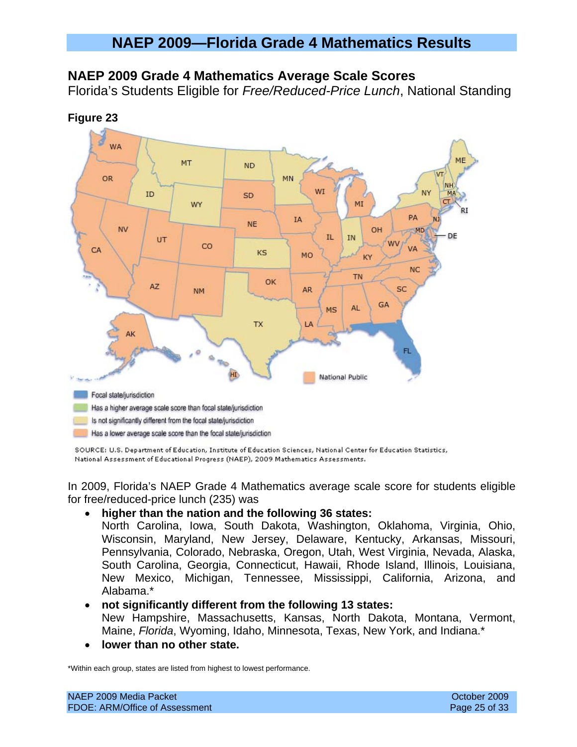# NAEP 2009—Florida Grade 4 Mathematics Results

## NAEP 2009 Grade 4 Mathematics Average Scale Scores

Florida's Students Eligible for *Free/Reduced-Price Lunch*, National Standing

**Figure 23**

National Public

- Focal state/jurisdiction
- Has a higher average scale score than focal state/jurisdiction
- Is not significantly different from the focal state/jurisdiction
- Has a lower average scale score than the focal state/jurisdiction

SOURCE: U.S. Department of Education, Institute of Education Sciences, National Center for Education Statistics, National Assessment of Educational Progress (NAEP), 2009 Mathematics Assessments.

In 2009, Florida's NAEP Grade 4 Mathematics average scale score for students eligible for free/reduced-price lunch (235) was

- **higher than the nation and the following 36 states:**
  North Carolina, Iowa, South Dakota, Washington, Oklahoma, Virginia, Ohio, Wisconsin, Maryland, New Jersey, Delaware, Kentucky, Arkansas, Missouri, Pennsylvania, Colorado, Nebraska, Oregon, Utah, West Virginia, Nevada, Alaska, South Carolina, Georgia, Connecticut, Hawaii, Rhode Island, Illinois, Louisiana, New Mexico, Michigan, Tennessee, Mississippi, California, Arizona, and Alabama.*
- **not significantly different from the following 13 states:**
  New Hampshire, Massachusetts, Kansas, North Dakota, Montana, Vermont, Maine, *Florida*, Wyoming, Idaho, Minnesota, Texas, New York, and Indiana.*
- **lower than no other state.**

*Within each group, states are listed from highest to lowest performance.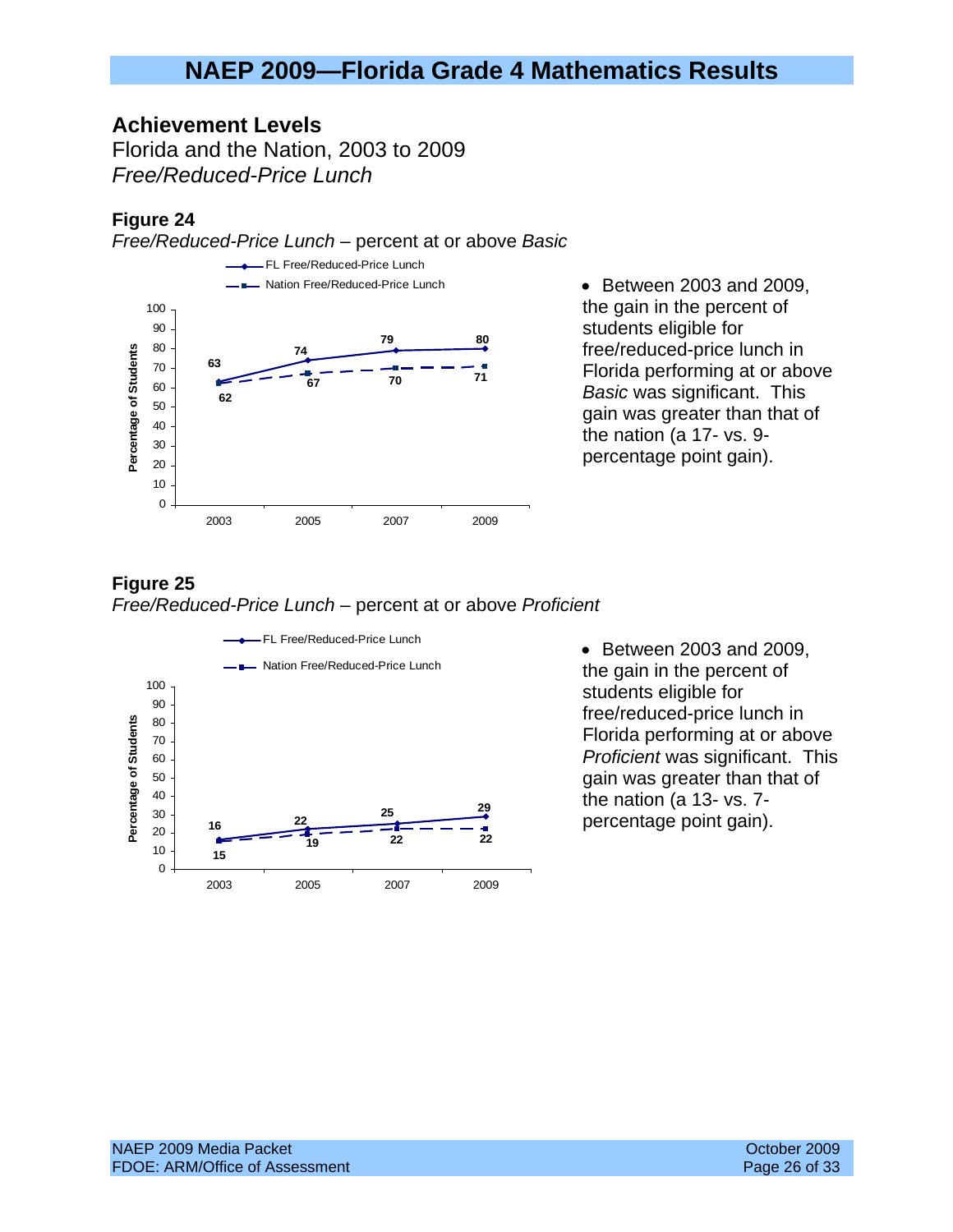# NAEP 2009—Florida Grade 4 Mathematics Results

## Achievement Levels

Florida and the Nation, 2003 to 2009

*Free/Reduced-Price Lunch*

### Figure 24

*Free/Reduced-Price Lunch* – percent at or above *Basic*

| Year | FL Free/Reduced-Price Lunch | Nation Free/Reduced-Price Lunch |
| --- | --- | --- |
| 2003 | 63 | 62 |
| 2005 | 74 | 67 |
| 2007 | 79 | 70 |
| 2009 | 80 | 71 |

- Between 2003 and 2009, the gain in the percent of students eligible for free/reduced-price lunch in Florida performing at or above *Basic* was significant. This gain was greater than that of the nation (a 17- vs. 9-percentage point gain).

### Figure 25

*Free/Reduced-Price Lunch* – percent at or above *Proficient*

| Year | FL Free/Reduced-Price Lunch | Nation Free/Reduced-Price Lunch |
| --- | --- | --- |
| 2003 | 16 | 15 |
| 2005 | 22 | 19 |
| 2007 | 25 | 22 |
| 2009 | 29 | 22 |

- Between 2003 and 2009, the gain in the percent of students eligible for free/reduced-price lunch in Florida performing at or above *Proficient* was significant. This gain was greater than that of the nation (a 13- vs. 7-percentage point gain).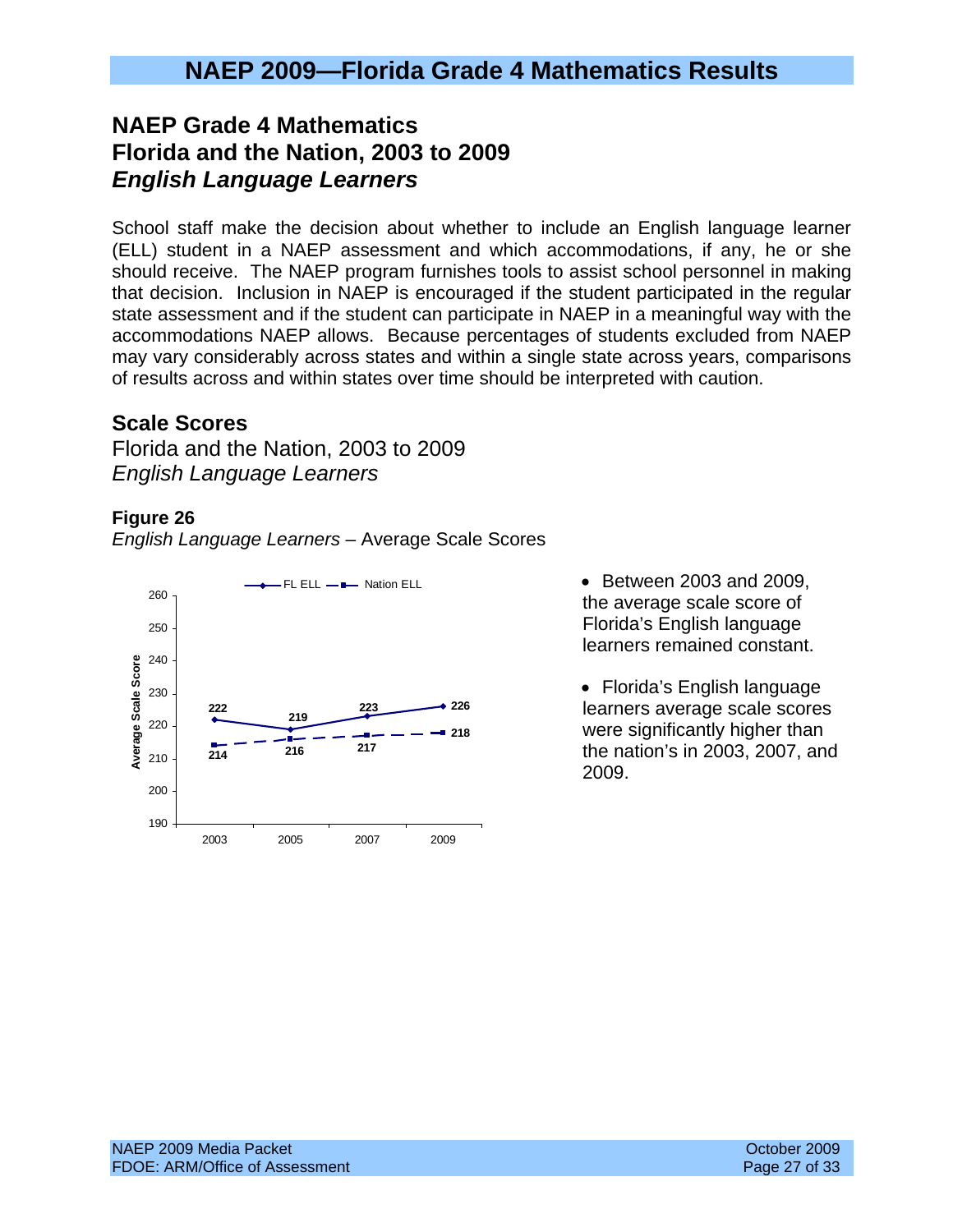## NAEP 2009—Florida Grade 4 Mathematics Results

## NAEP Grade 4 Mathematics
## Florida and the Nation, 2003 to 2009
## *English Language Learners*

School staff make the decision about whether to include an English language learner (ELL) student in a NAEP assessment and which accommodations, if any, he or she should receive. The NAEP program furnishes tools to assist school personnel in making that decision. Inclusion in NAEP is encouraged if the student participated in the regular state assessment and if the student can participate in NAEP in a meaningful way with the accommodations NAEP allows. Because percentages of students excluded from NAEP may vary considerably across states and within a single state across years, comparisons of results across and within states over time should be interpreted with caution.

### Scale Scores

Florida and the Nation, 2003 to 2009
*English Language Learners*

**Figure 26**
*English Language Learners* – Average Scale Scores

| Year | FL ELL | Nation ELL |
|---|---|---|
| 2003 | 222 | 214 |
| 2005 | 219 | 216 |
| 2007 | 223 | 217 |
| 2009 | 226 | 218 |

- Between 2003 and 2009, the average scale score of Florida's English language learners remained constant.
- Florida's English language learners average scale scores were significantly higher than the nation's in 2003, 2007, and 2009.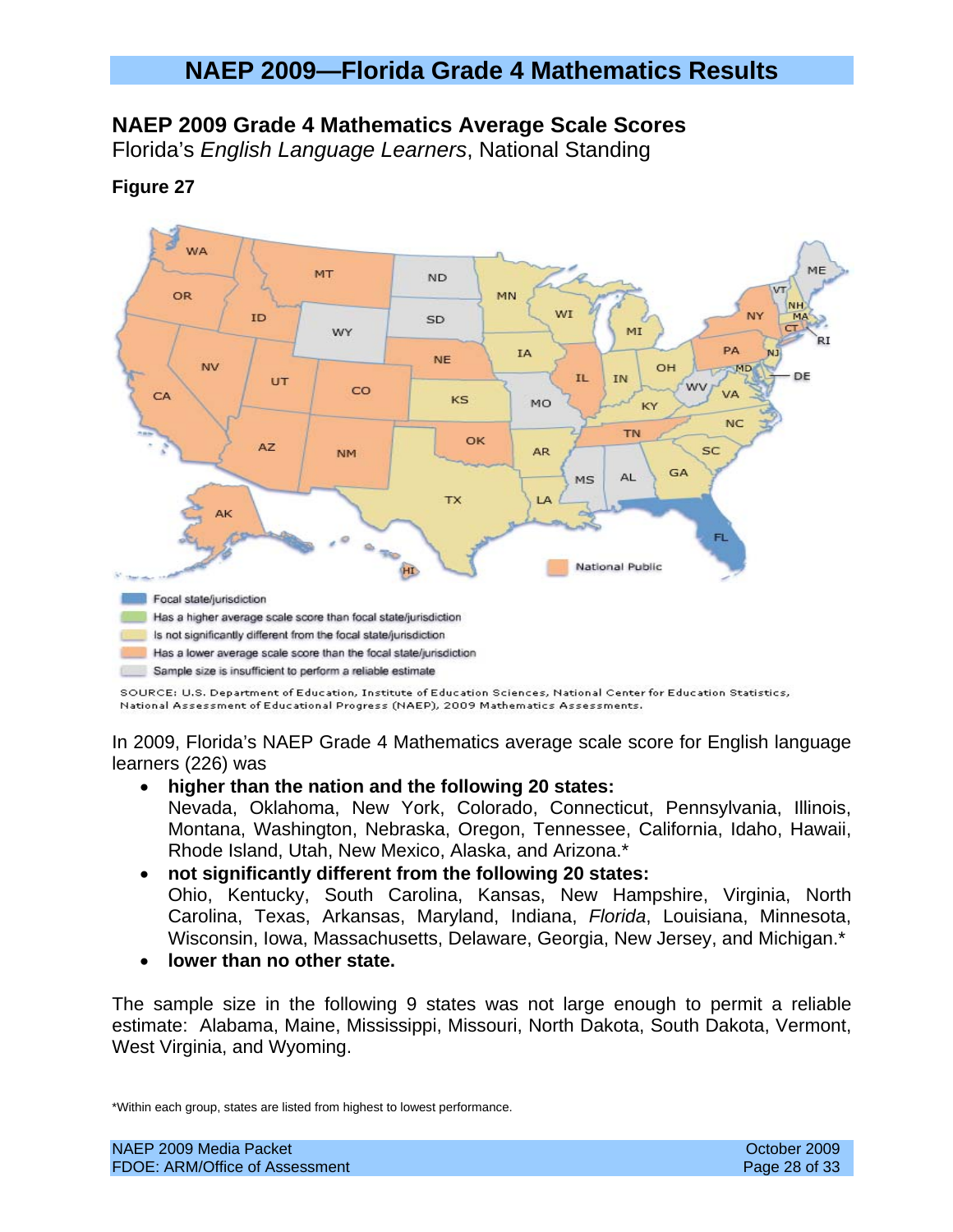# NAEP 2009—Florida Grade 4 Mathematics Results

## NAEP 2009 Grade 4 Mathematics Average Scale Scores

Florida's *English Language Learners*, National Standing

**Figure 27**

- Focal state/jurisdiction
- Has a higher average scale score than focal state/jurisdiction
- Is not significantly different from the focal state/jurisdiction
- Has a lower average scale score than the focal state/jurisdiction
- Sample size is insufficient to perform a reliable estimate

SOURCE: U.S. Department of Education, Institute of Education Sciences, National Center for Education Statistics, National Assessment of Educational Progress (NAEP), 2009 Mathematics Assessments.

In 2009, Florida's NAEP Grade 4 Mathematics average scale score for English language learners (226) was

- **higher than the nation and the following 20 states:**
  Nevada, Oklahoma, New York, Colorado, Connecticut, Pennsylvania, Illinois, Montana, Washington, Nebraska, Oregon, Tennessee, California, Idaho, Hawaii, Rhode Island, Utah, New Mexico, Alaska, and Arizona.*
- **not significantly different from the following 20 states:**
  Ohio, Kentucky, South Carolina, Kansas, New Hampshire, Virginia, North Carolina, Texas, Arkansas, Maryland, Indiana, *Florida*, Louisiana, Minnesota, Wisconsin, Iowa, Massachusetts, Delaware, Georgia, New Jersey, and Michigan.*
- **lower than no other state.**

The sample size in the following 9 states was not large enough to permit a reliable estimate: Alabama, Maine, Mississippi, Missouri, North Dakota, South Dakota, Vermont, West Virginia, and Wyoming.

*Within each group, states are listed from highest to lowest performance.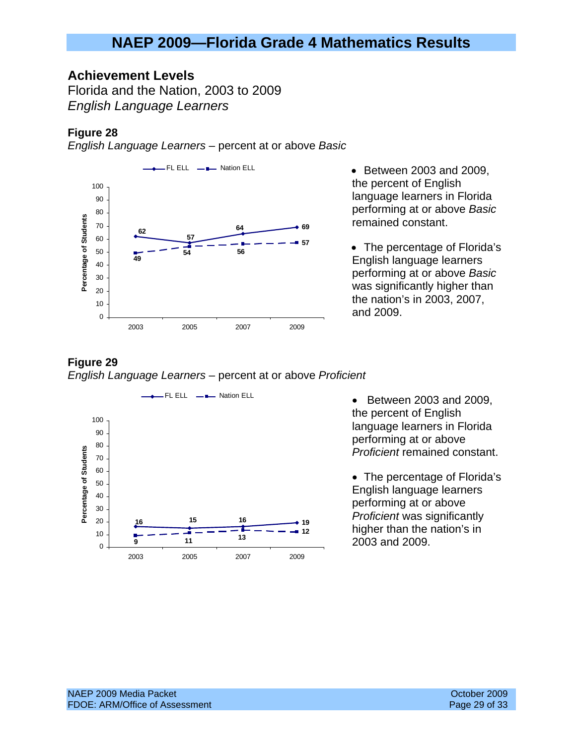# NAEP 2009—Florida Grade 4 Mathematics Results

## Achievement Levels

Florida and the Nation, 2003 to 2009

*English Language Learners*

### Figure 28

*English Language Learners* – percent at or above *Basic*

| Year | FL ELL | Nation ELL |
|---|---|---|
| 2003 | 62 | 49 |
| 2005 | 57 | 54 |
| 2007 | 64 | 56 |
| 2009 | 69 | 57 |

- Between 2003 and 2009, the percent of English language learners in Florida performing at or above *Basic* remained constant.
- The percentage of Florida's English language learners performing at or above *Basic* was significantly higher than the nation's in 2003, 2007, and 2009.

### Figure 29

*English Language Learners* – percent at or above *Proficient*

| Year | FL ELL | Nation ELL |
|---|---|---|
| 2003 | 16 | 9 |
| 2005 | 15 | 11 |
| 2007 | 16 | 13 |
| 2009 | 19 | 12 |

- Between 2003 and 2009, the percent of English language learners in Florida performing at or above *Proficient* remained constant.
- The percentage of Florida's English language learners performing at or above *Proficient* was significantly higher than the nation's in 2003 and 2009.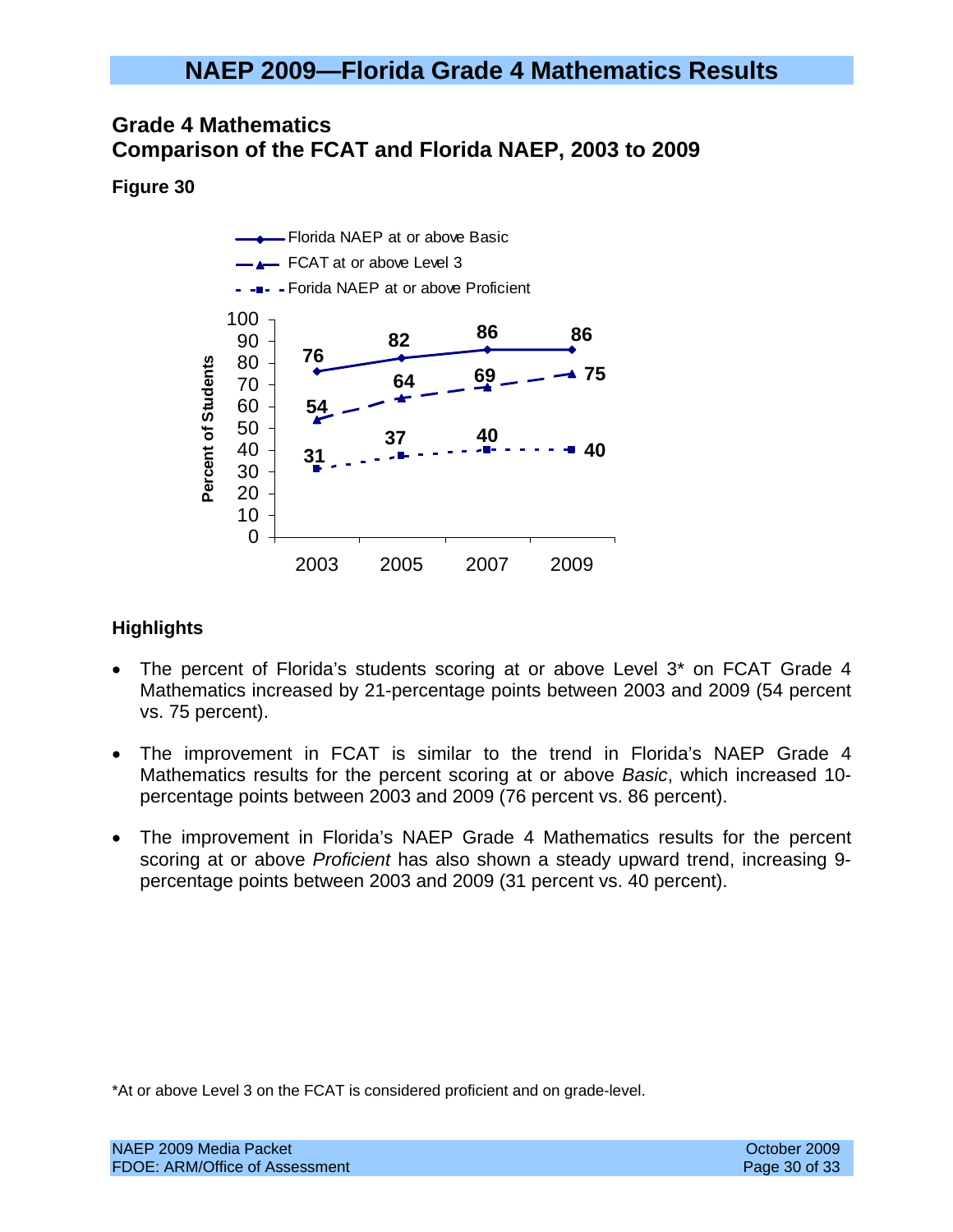# NAEP 2009—Florida Grade 4 Mathematics Results

## Grade 4 Mathematics
## Comparison of the FCAT and Florida NAEP, 2003 to 2009

**Figure 30**

| Year | Florida NAEP at or above Basic | FCAT at or above Level 3 | Forida NAEP at or above Proficient |
|---|---|---|---|
| 2003 | 76 | 54 | 31 |
| 2005 | 82 | 64 | 37 |
| 2007 | 86 | 69 | 40 |
| 2009 | 86 | 75 | 40 |

### Highlights

- The percent of Florida's students scoring at or above Level 3* on FCAT Grade 4 Mathematics increased by 21-percentage points between 2003 and 2009 (54 percent vs. 75 percent).
- The improvement in FCAT is similar to the trend in Florida's NAEP Grade 4 Mathematics results for the percent scoring at or above *Basic*, which increased 10-percentage points between 2003 and 2009 (76 percent vs. 86 percent).
- The improvement in Florida's NAEP Grade 4 Mathematics results for the percent scoring at or above *Proficient* has also shown a steady upward trend, increasing 9-percentage points between 2003 and 2009 (31 percent vs. 40 percent).

*At or above Level 3 on the FCAT is considered proficient and on grade-level.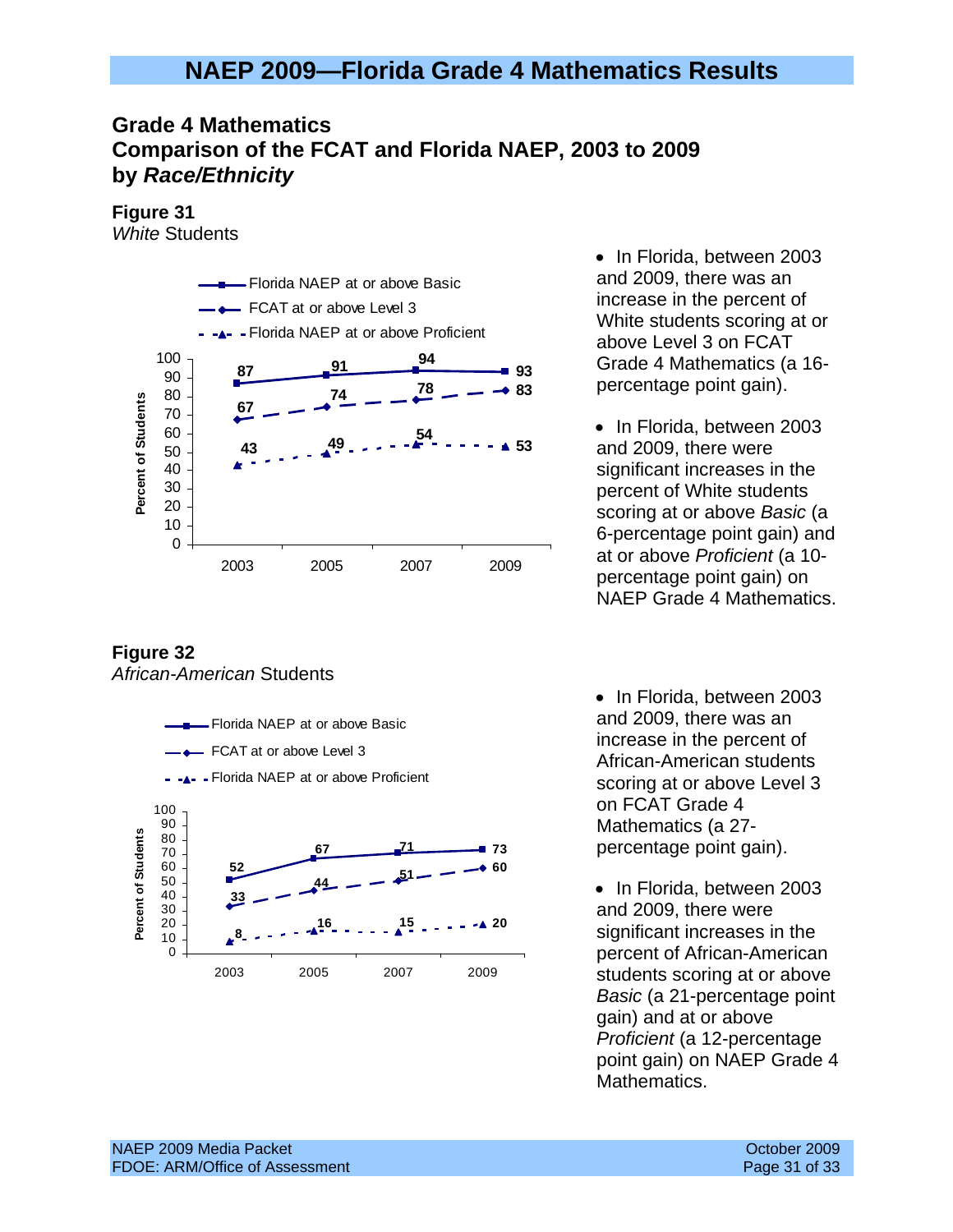# NAEP 2009—Florida Grade 4 Mathematics Results

## Grade 4 Mathematics
## Comparison of the FCAT and Florida NAEP, 2003 to 2009
## by *Race/Ethnicity*

**Figure 31**
*White* Students

| Year | Florida NAEP at or above Basic | FCAT at or above Level 3 | Florida NAEP at or above Proficient |
|---|---|---|---|
| 2003 | 87 | 67 | 43 |
| 2005 | 91 | 74 | 49 |
| 2007 | 94 | 78 | 54 |
| 2009 | 93 | 83 | 53 |

- In Florida, between 2003 and 2009, there was an increase in the percent of White students scoring at or above Level 3 on FCAT Grade 4 Mathematics (a 16-percentage point gain).
- In Florida, between 2003 and 2009, there were significant increases in the percent of White students scoring at or above *Basic* (a 6-percentage point gain) and at or above *Proficient* (a 10-percentage point gain) on NAEP Grade 4 Mathematics.

**Figure 32**
*African-American* Students

| Year | Florida NAEP at or above Basic | FCAT at or above Level 3 | Florida NAEP at or above Proficient |
|---|---|---|---|
| 2003 | 52 | 33 | 8 |
| 2005 | 67 | 44 | 16 |
| 2007 | 71 | 51 | 15 |
| 2009 | 73 | 60 | 20 |

- In Florida, between 2003 and 2009, there was an increase in the percent of African-American students scoring at or above Level 3 on FCAT Grade 4 Mathematics (a 27-percentage point gain).
- In Florida, between 2003 and 2009, there were significant increases in the percent of African-American students scoring at or above *Basic* (a 21-percentage point gain) and at or above *Proficient* (a 12-percentage point gain) on NAEP Grade 4 Mathematics.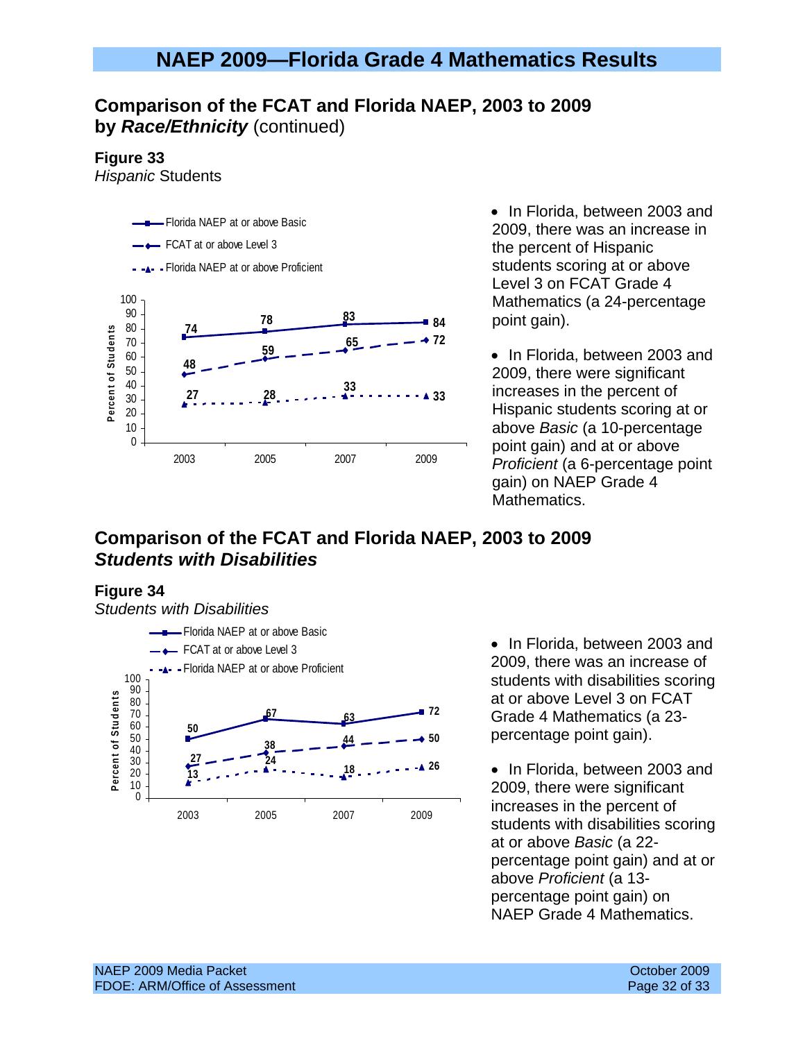# NAEP 2009—Florida Grade 4 Mathematics Results

## Comparison of the FCAT and Florida NAEP, 2003 to 2009 by *Race/Ethnicity* (continued)

**Figure 33**
*Hispanic* Students

| Year | Florida NAEP at or above Basic | FCAT at or above Level 3 | Florida NAEP at or above Proficient |
|---|---|---|---|
| 2003 | 74 | 48 | 27 |
| 2005 | 78 | 59 | 28 |
| 2007 | 83 | 65 | 33 |
| 2009 | 84 | 72 | 33 |

- In Florida, between 2003 and 2009, there was an increase in the percent of Hispanic students scoring at or above Level 3 on FCAT Grade 4 Mathematics (a 24-percentage point gain).
- In Florida, between 2003 and 2009, there were significant increases in the percent of Hispanic students scoring at or above *Basic* (a 10-percentage point gain) and at or above *Proficient* (a 6-percentage point gain) on NAEP Grade 4 Mathematics.

## Comparison of the FCAT and Florida NAEP, 2003 to 2009 *Students with Disabilities*

**Figure 34**
*Students with Disabilities*

| Year | Florida NAEP at or above Basic | FCAT at or above Level 3 | Florida NAEP at or above Proficient |
|---|---|---|---|
| 2003 | 50 | 27 | 13 |
| 2005 | 67 | 38 | 24 |
| 2007 | 63 | 44 | 18 |
| 2009 | 72 | 50 | 26 |

- In Florida, between 2003 and 2009, there was an increase of students with disabilities scoring at or above Level 3 on FCAT Grade 4 Mathematics (a 23-percentage point gain).
- In Florida, between 2003 and 2009, there were significant increases in the percent of students with disabilities scoring at or above *Basic* (a 22-percentage point gain) and at or above *Proficient* (a 13-percentage point gain) on NAEP Grade 4 Mathematics.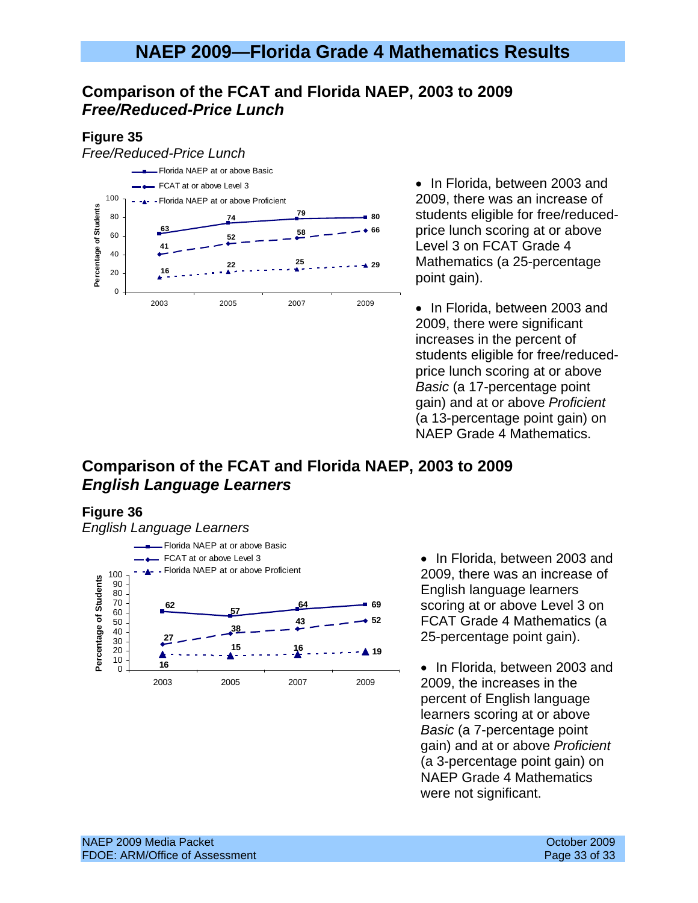# NAEP 2009—Florida Grade 4 Mathematics Results

## Comparison of the FCAT and Florida NAEP, 2003 to 2009 *Free/Reduced-Price Lunch*

### Figure 35

*Free/Reduced-Price Lunch*

Florida NAEP at or above Basic
FCAT at or above Level 3
Florida NAEP at or above Proficient

Percentage of Students

100
80
60
40
20
0

2003
2005
2007
2009

63
74
79
80
41
52
58
66
16
22
25
29

- In Florida, between 2003 and 2009, there was an increase of students eligible for free/reduced-price lunch scoring at or above Level 3 on FCAT Grade 4 Mathematics (a 25-percentage point gain).
- In Florida, between 2003 and 2009, there were significant increases in the percent of students eligible for free/reduced-price lunch scoring at or above *Basic* (a 17-percentage point gain) and at or above *Proficient* (a 13-percentage point gain) on NAEP Grade 4 Mathematics.

## Comparison of the FCAT and Florida NAEP, 2003 to 2009 *English Language Learners*

### Figure 36

*English Language Learners*

Florida NAEP at or above Basic
FCAT at or above Level 3
Florida NAEP at or above Proficient

Percentage of Students

100
90
80
70
60
50
40
30
20
10
0

2003
2005
2007
2009

62
57
64
69
27
38
43
52
16
15
16
19

- In Florida, between 2003 and 2009, there was an increase of English language learners scoring at or above Level 3 on FCAT Grade 4 Mathematics (a 25-percentage point gain).
- In Florida, between 2003 and 2009, the increases in the percent of English language learners scoring at or above *Basic* (a 7-percentage point gain) and at or above *Proficient* (a 3-percentage point gain) on NAEP Grade 4 Mathematics were not significant.